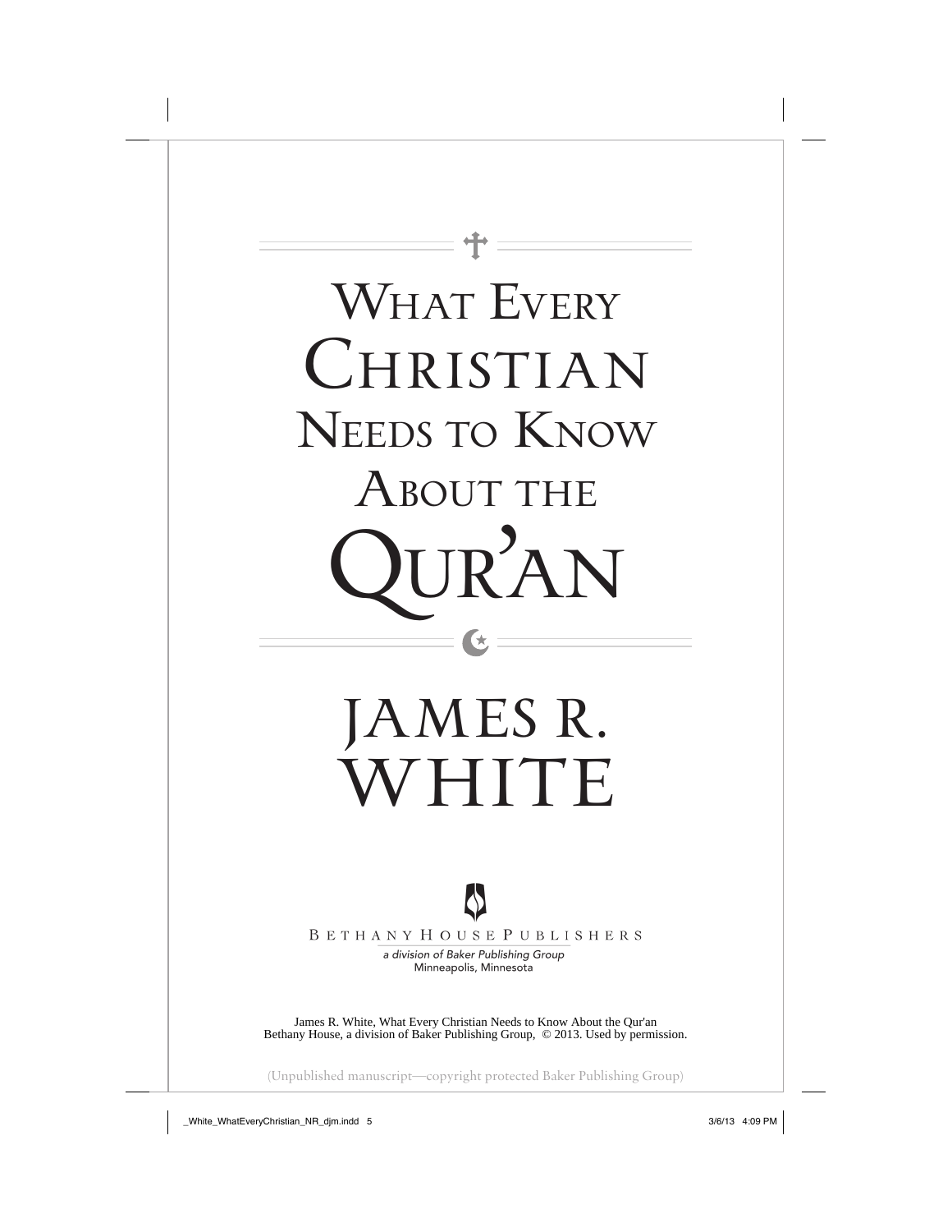# What Every Christian Needs to Know About the Qur'an

## James R. White

Bethany House Publishers

*a division of Baker Publishing Group*

Minneapolis, Minnesota

James R. White, What Every Christian Needs to Know About the Qur'an
Bethany House, a division of Baker Publishing Group, © 2013. Used by permission.

(Unpublished manuscript—copyright protected Baker Publishing Group)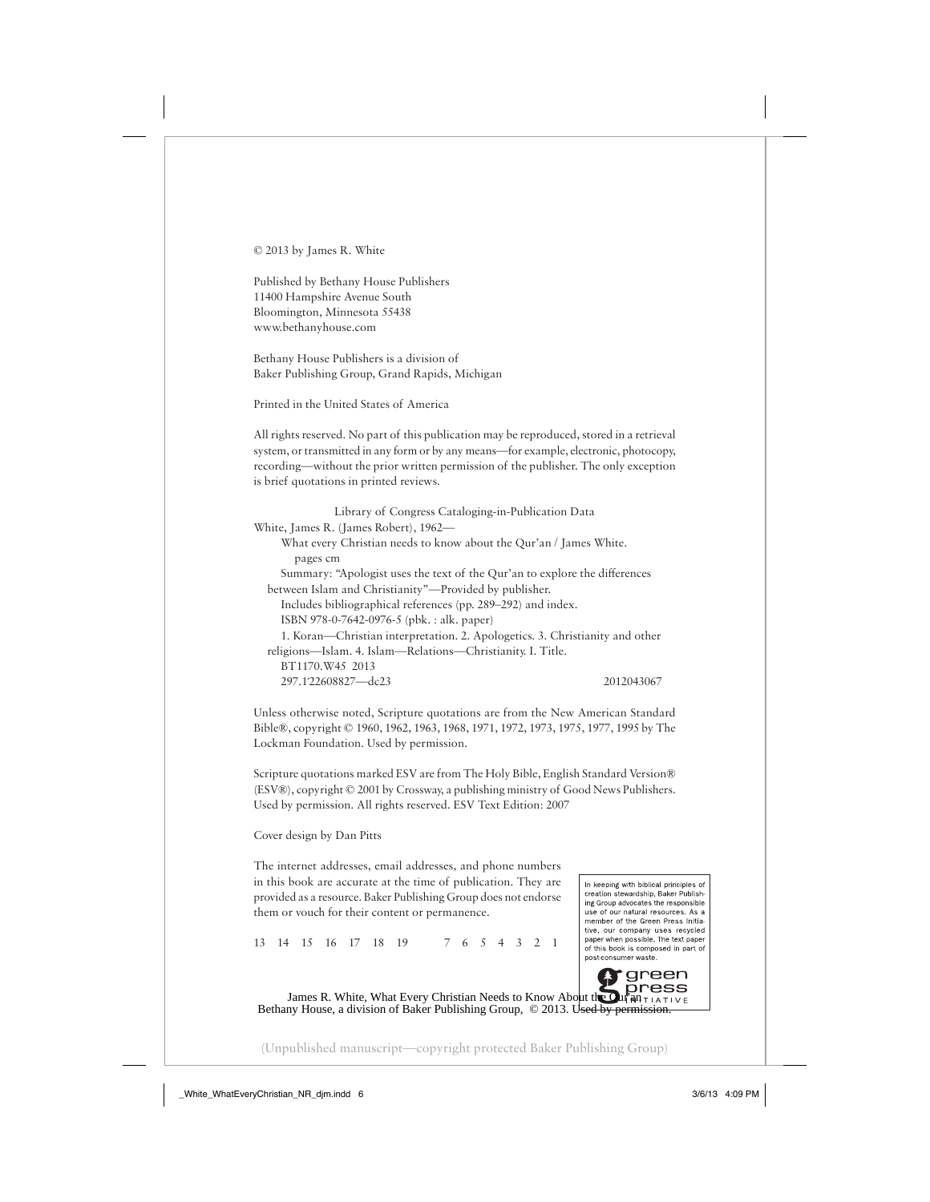© 2013 by James R. White

Published by Bethany House Publishers
11400 Hampshire Avenue South
Bloomington, Minnesota 55438
www.bethanyhouse.com

Bethany House Publishers is a division of
Baker Publishing Group, Grand Rapids, Michigan

Printed in the United States of America

All rights reserved. No part of this publication may be reproduced, stored in a retrieval system, or transmitted in any form or by any means—for example, electronic, photocopy, recording—without the prior written permission of the publisher. The only exception is brief quotations in printed reviews.

Library of Congress Cataloging-in-Publication Data

White, James R. (James Robert), 1962—
What every Christian needs to know about the Qur'an / James White.
pages cm
Summary: "Apologist uses the text of the Qur'an to explore the differences between Islam and Christianity"—Provided by publisher.
Includes bibliographical references (pp. 289–292) and index.
ISBN 978-0-7642-0976-5 (pbk. : alk. paper)
1. Koran—Christian interpretation. 2. Apologetics. 3. Christianity and other religions—Islam. 4. Islam—Relations—Christianity. I. Title.
BT1170.W45 2013
297.1′22608827—dc23 2012043067

Unless otherwise noted, Scripture quotations are from the New American Standard Bible®, copyright © 1960, 1962, 1963, 1968, 1971, 1972, 1973, 1975, 1977, 1995 by The Lockman Foundation. Used by permission.

Scripture quotations marked ESV are from The Holy Bible, English Standard Version® (ESV®), copyright © 2001 by Crossway, a publishing ministry of Good News Publishers. Used by permission. All rights reserved. ESV Text Edition: 2007

Cover design by Dan Pitts

The internet addresses, email addresses, and phone numbers in this book are accurate at the time of publication. They are provided as a resource. Baker Publishing Group does not endorse them or vouch for their content or permanence.

13 14 15 16 17 18 19 7 6 5 4 3 2 1

In keeping with biblical principles of creation stewardship, Baker Publishing Group advocates the responsible use of our natural resources. As a member of the Green Press Initiative, our company uses recycled paper when possible. The text paper of this book is composed in part of post-consumer waste.

green press INITIATIVE

James R. White, What Every Christian Needs to Know About the Qur'an
Bethany House, a division of Baker Publishing Group, © 2013. Used by permission.

(Unpublished manuscript—copyright protected Baker Publishing Group)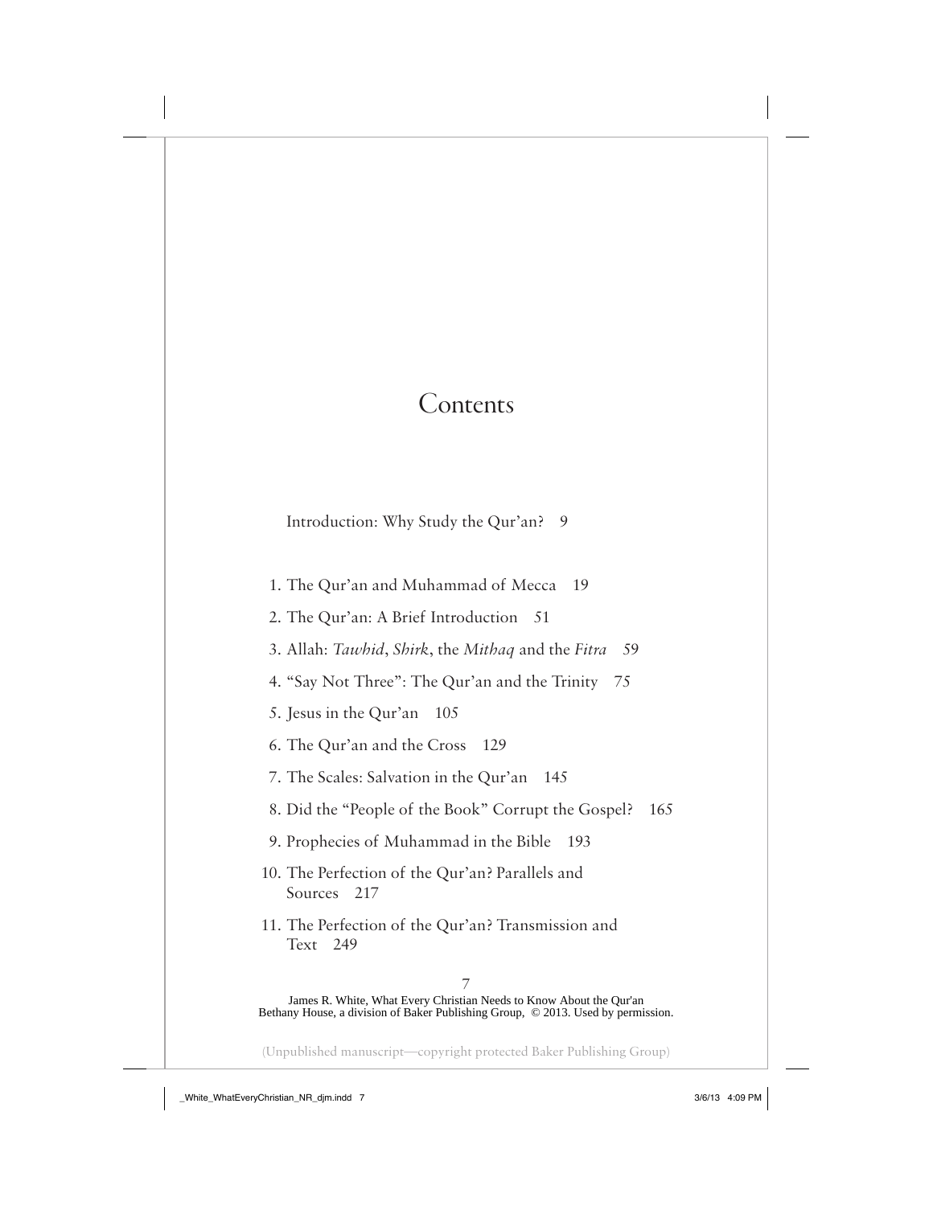# Contents

Introduction: Why Study the Qur'an? 9

1. The Qur'an and Muhammad of Mecca 19
2. The Qur'an: A Brief Introduction 51
3. Allah: *Tawhid*, *Shirk*, the *Mithaq* and the *Fitra* 59
4. "Say Not Three": The Qur'an and the Trinity 75
5. Jesus in the Qur'an 105
6. The Qur'an and the Cross 129
7. The Scales: Salvation in the Qur'an 145
8. Did the "People of the Book" Corrupt the Gospel? 165
9. Prophecies of Muhammad in the Bible 193
10. The Perfection of the Qur'an? Parallels and Sources 217
11. The Perfection of the Qur'an? Transmission and Text 249

James R. White, What Every Christian Needs to Know About the Qur'an
Bethany House, a division of Baker Publishing Group, © 2013. Used by permission.

(Unpublished manuscript—copyright protected Baker Publishing Group)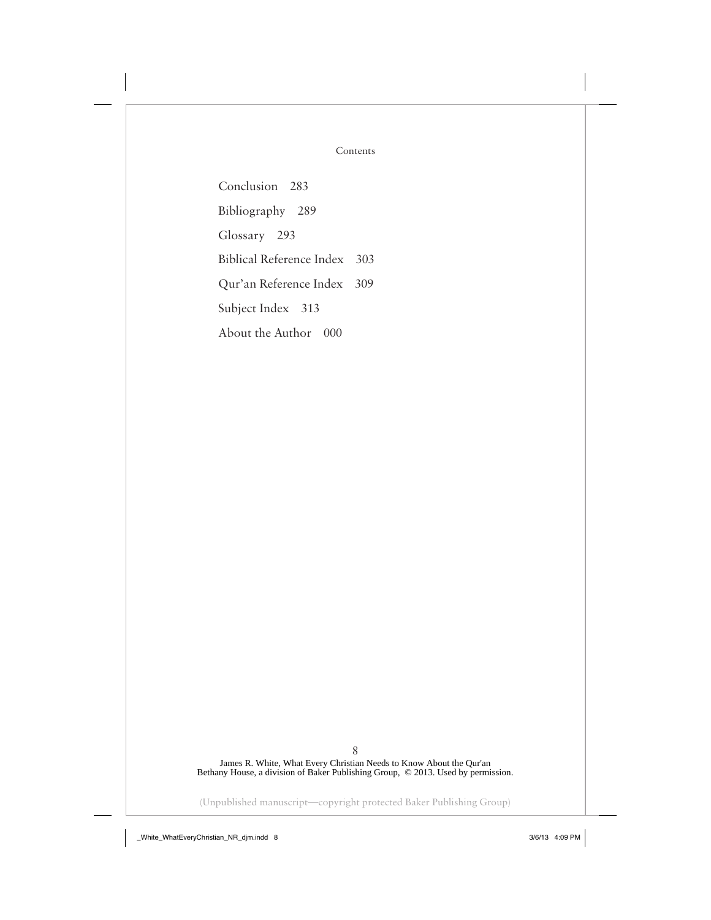Conclusion 283

Bibliography 289

Glossary 293

Biblical Reference Index 303

Qur'an Reference Index 309

Subject Index 313

About the Author 000

James R. White, What Every Christian Needs to Know About the Qur'an
Bethany House, a division of Baker Publishing Group, © 2013. Used by permission.

(Unpublished manuscript—copyright protected Baker Publishing Group)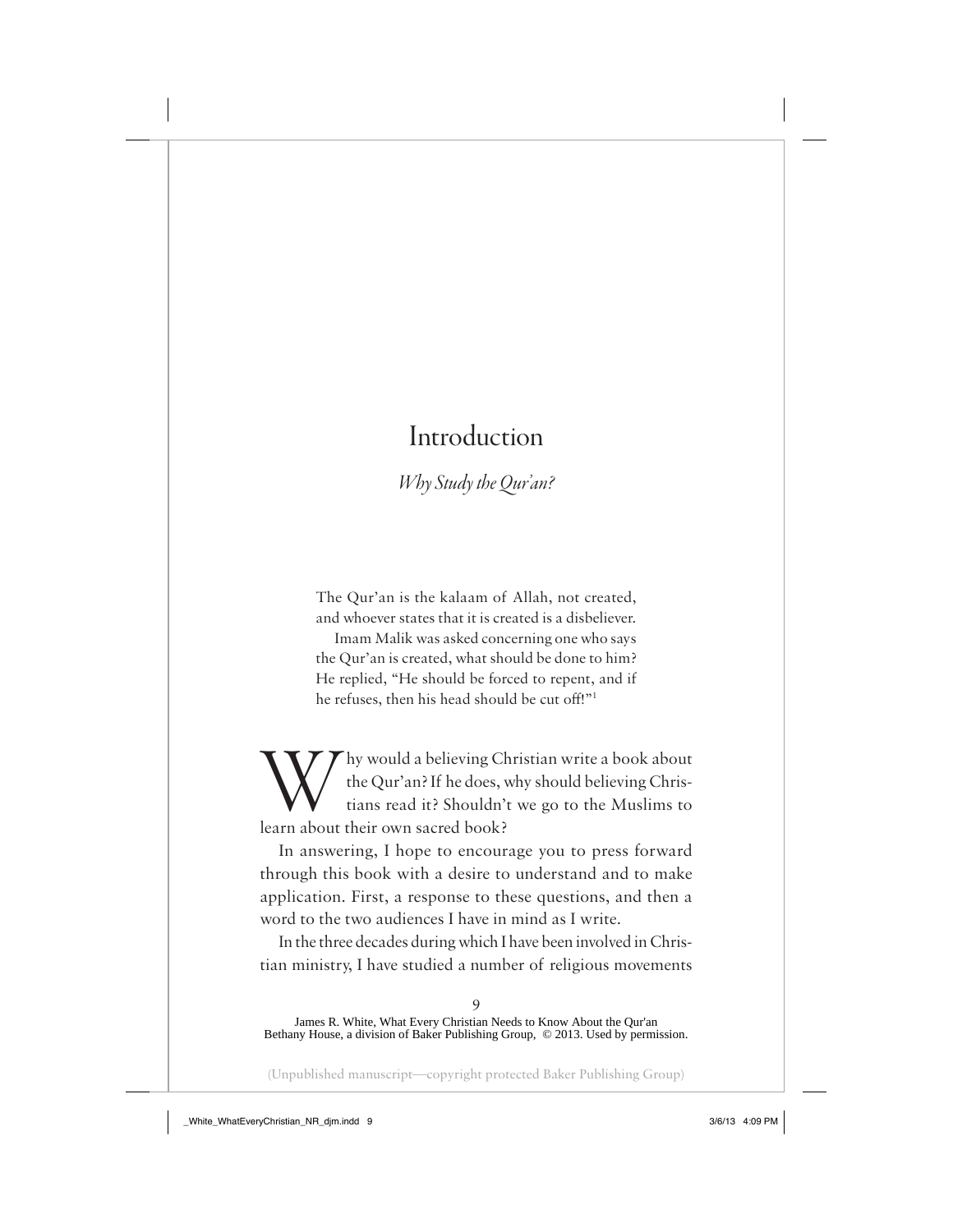# Introduction

## *Why Study the Qur'an?*

> The Qur'an is the kalaam of Allah, not created, and whoever states that it is created is a disbeliever.
>
> Imam Malik was asked concerning one who says the Qur'an is created, what should be done to him? He replied, "He should be forced to repent, and if he refuses, then his head should be cut off!"[1]

Why would a believing Christian write a book about the Qur'an? If he does, why should believing Christians read it? Shouldn't we go to the Muslims to learn about their own sacred book?

In answering, I hope to encourage you to press forward through this book with a desire to understand and to make application. First, a response to these questions, and then a word to the two audiences I have in mind as I write.

In the three decades during which I have been involved in Christian ministry, I have studied a number of religious movements

James R. White, What Every Christian Needs to Know About the Qur'an
Bethany House, a division of Baker Publishing Group, © 2013. Used by permission.

(Unpublished manuscript—copyright protected Baker Publishing Group)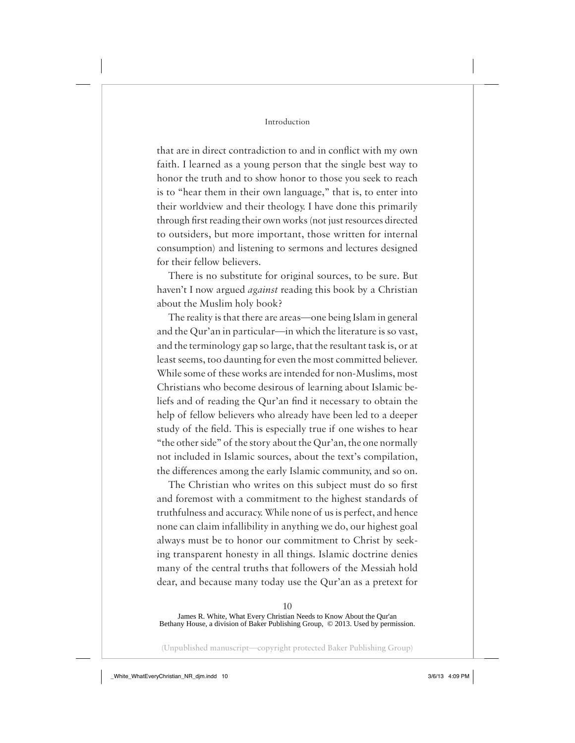that are in direct contradiction to and in conflict with my own faith. I learned as a young person that the single best way to honor the truth and to show honor to those you seek to reach is to "hear them in their own language," that is, to enter into their worldview and their theology. I have done this primarily through first reading their own works (not just resources directed to outsiders, but more important, those written for internal consumption) and listening to sermons and lectures designed for their fellow believers.

There is no substitute for original sources, to be sure. But haven't I now argued *against* reading this book by a Christian about the Muslim holy book?

The reality is that there are areas—one being Islam in general and the Qur'an in particular—in which the literature is so vast, and the terminology gap so large, that the resultant task is, or at least seems, too daunting for even the most committed believer. While some of these works are intended for non-Muslims, most Christians who become desirous of learning about Islamic beliefs and of reading the Qur'an find it necessary to obtain the help of fellow believers who already have been led to a deeper study of the field. This is especially true if one wishes to hear "the other side" of the story about the Qur'an, the one normally not included in Islamic sources, about the text's compilation, the differences among the early Islamic community, and so on.

The Christian who writes on this subject must do so first and foremost with a commitment to the highest standards of truthfulness and accuracy. While none of us is perfect, and hence none can claim infallibility in anything we do, our highest goal always must be to honor our commitment to Christ by seeking transparent honesty in all things. Islamic doctrine denies many of the central truths that followers of the Messiah hold dear, and because many today use the Qur'an as a pretext for

James R. White, What Every Christian Needs to Know About the Qur'an
Bethany House, a division of Baker Publishing Group, © 2013. Used by permission.

(Unpublished manuscript—copyright protected Baker Publishing Group)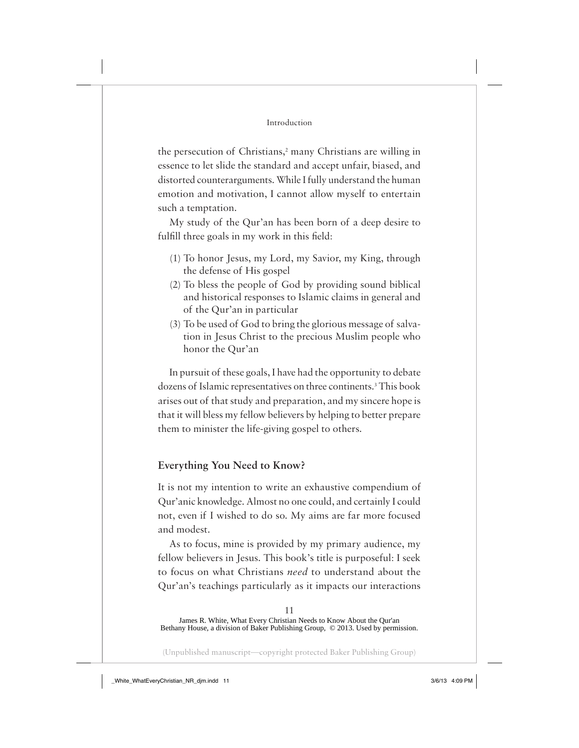the persecution of Christians,[2] many Christians are willing in essence to let slide the standard and accept unfair, biased, and distorted counterarguments. While I fully understand the human emotion and motivation, I cannot allow myself to entertain such a temptation.

My study of the Qur'an has been born of a deep desire to fulfill three goals in my work in this field:

(1) To honor Jesus, my Lord, my Savior, my King, through the defense of His gospel
(2) To bless the people of God by providing sound biblical and historical responses to Islamic claims in general and of the Qur'an in particular
(3) To be used of God to bring the glorious message of salvation in Jesus Christ to the precious Muslim people who honor the Qur'an

In pursuit of these goals, I have had the opportunity to debate dozens of Islamic representatives on three continents.[3] This book arises out of that study and preparation, and my sincere hope is that it will bless my fellow believers by helping to better prepare them to minister the life-giving gospel to others.

## Everything You Need to Know?

It is not my intention to write an exhaustive compendium of Qur'anic knowledge. Almost no one could, and certainly I could not, even if I wished to do so. My aims are far more focused and modest.

As to focus, mine is provided by my primary audience, my fellow believers in Jesus. This book's title is purposeful: I seek to focus on what Christians *need* to understand about the Qur'an's teachings particularly as it impacts our interactions

James R. White, What Every Christian Needs to Know About the Qur'an
Bethany House, a division of Baker Publishing Group, © 2013. Used by permission.

(Unpublished manuscript—copyright protected Baker Publishing Group)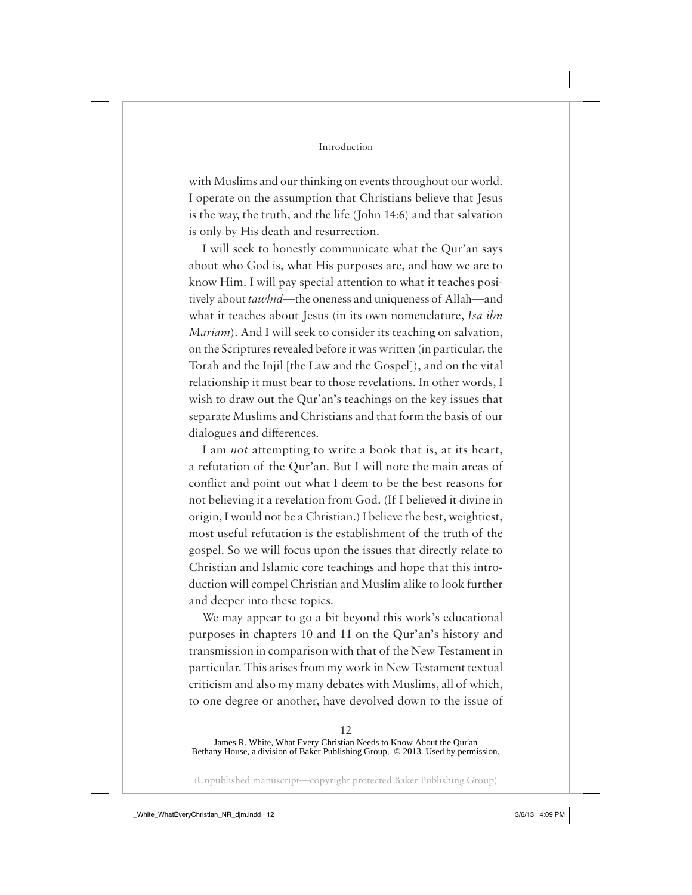with Muslims and our thinking on events throughout our world. I operate on the assumption that Christians believe that Jesus is the way, the truth, and the life (John 14:6) and that salvation is only by His death and resurrection.

I will seek to honestly communicate what the Qur'an says about who God is, what His purposes are, and how we are to know Him. I will pay special attention to what it teaches positively about *tawhid*—the oneness and uniqueness of Allah—and what it teaches about Jesus (in its own nomenclature, *Isa ibn Mariam*). And I will seek to consider its teaching on salvation, on the Scriptures revealed before it was written (in particular, the Torah and the Injil [the Law and the Gospel]), and on the vital relationship it must bear to those revelations. In other words, I wish to draw out the Qur'an's teachings on the key issues that separate Muslims and Christians and that form the basis of our dialogues and differences.

I am *not* attempting to write a book that is, at its heart, a refutation of the Qur'an. But I will note the main areas of conflict and point out what I deem to be the best reasons for not believing it a revelation from God. (If I believed it divine in origin, I would not be a Christian.) I believe the best, weightiest, most useful refutation is the establishment of the truth of the gospel. So we will focus upon the issues that directly relate to Christian and Islamic core teachings and hope that this introduction will compel Christian and Muslim alike to look further and deeper into these topics.

We may appear to go a bit beyond this work's educational purposes in chapters 10 and 11 on the Qur'an's history and transmission in comparison with that of the New Testament in particular. This arises from my work in New Testament textual criticism and also my many debates with Muslims, all of which, to one degree or another, have devolved down to the issue of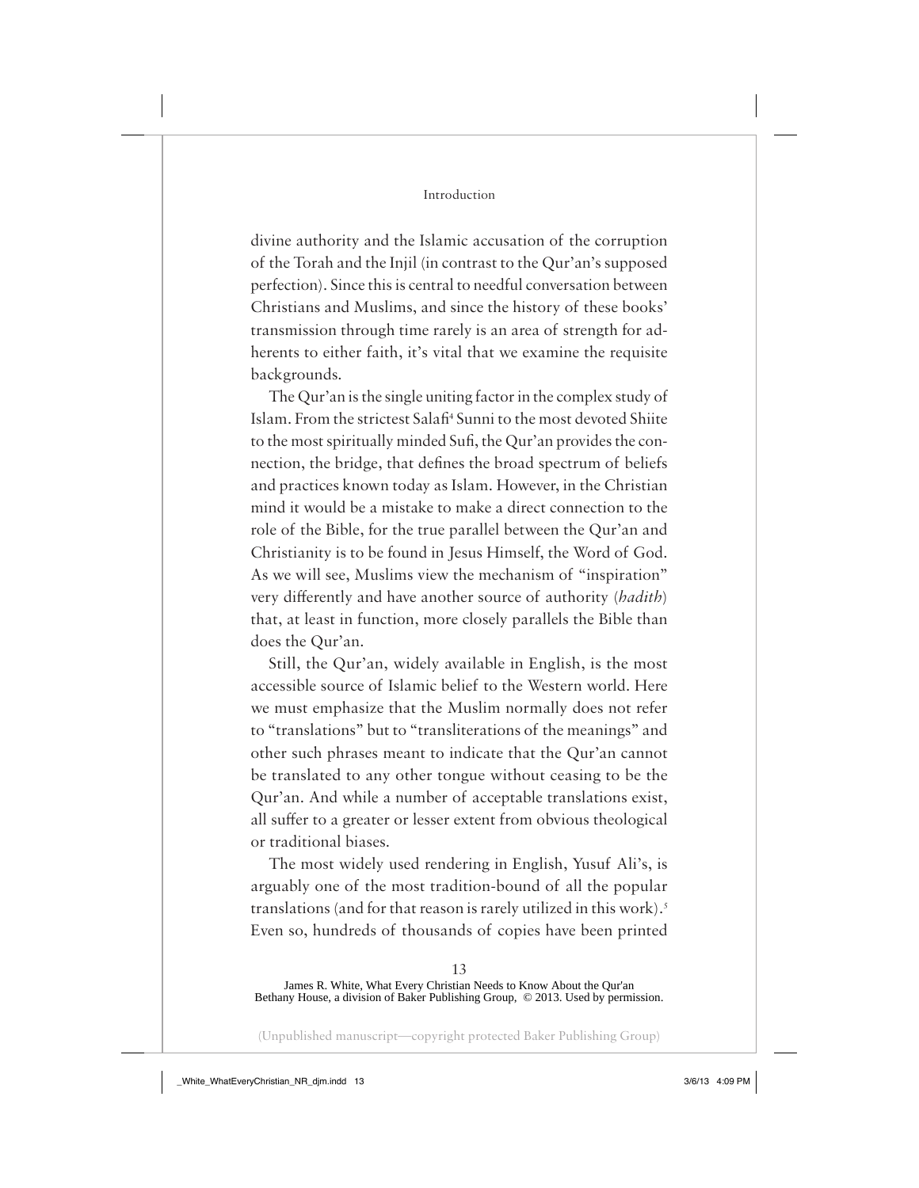divine authority and the Islamic accusation of the corruption of the Torah and the Injil (in contrast to the Qur'an's supposed perfection). Since this is central to needful conversation between Christians and Muslims, and since the history of these books' transmission through time rarely is an area of strength for adherents to either faith, it's vital that we examine the requisite backgrounds.

The Qur'an is the single uniting factor in the complex study of Islam. From the strictest Salafi[4] Sunni to the most devoted Shiite to the most spiritually minded Sufi, the Qur'an provides the connection, the bridge, that defines the broad spectrum of beliefs and practices known today as Islam. However, in the Christian mind it would be a mistake to make a direct connection to the role of the Bible, for the true parallel between the Qur'an and Christianity is to be found in Jesus Himself, the Word of God. As we will see, Muslims view the mechanism of "inspiration" very differently and have another source of authority (*hadith*) that, at least in function, more closely parallels the Bible than does the Qur'an.

Still, the Qur'an, widely available in English, is the most accessible source of Islamic belief to the Western world. Here we must emphasize that the Muslim normally does not refer to "translations" but to "transliterations of the meanings" and other such phrases meant to indicate that the Qur'an cannot be translated to any other tongue without ceasing to be the Qur'an. And while a number of acceptable translations exist, all suffer to a greater or lesser extent from obvious theological or traditional biases.

The most widely used rendering in English, Yusuf Ali's, is arguably one of the most tradition-bound of all the popular translations (and for that reason is rarely utilized in this work).[5] Even so, hundreds of thousands of copies have been printed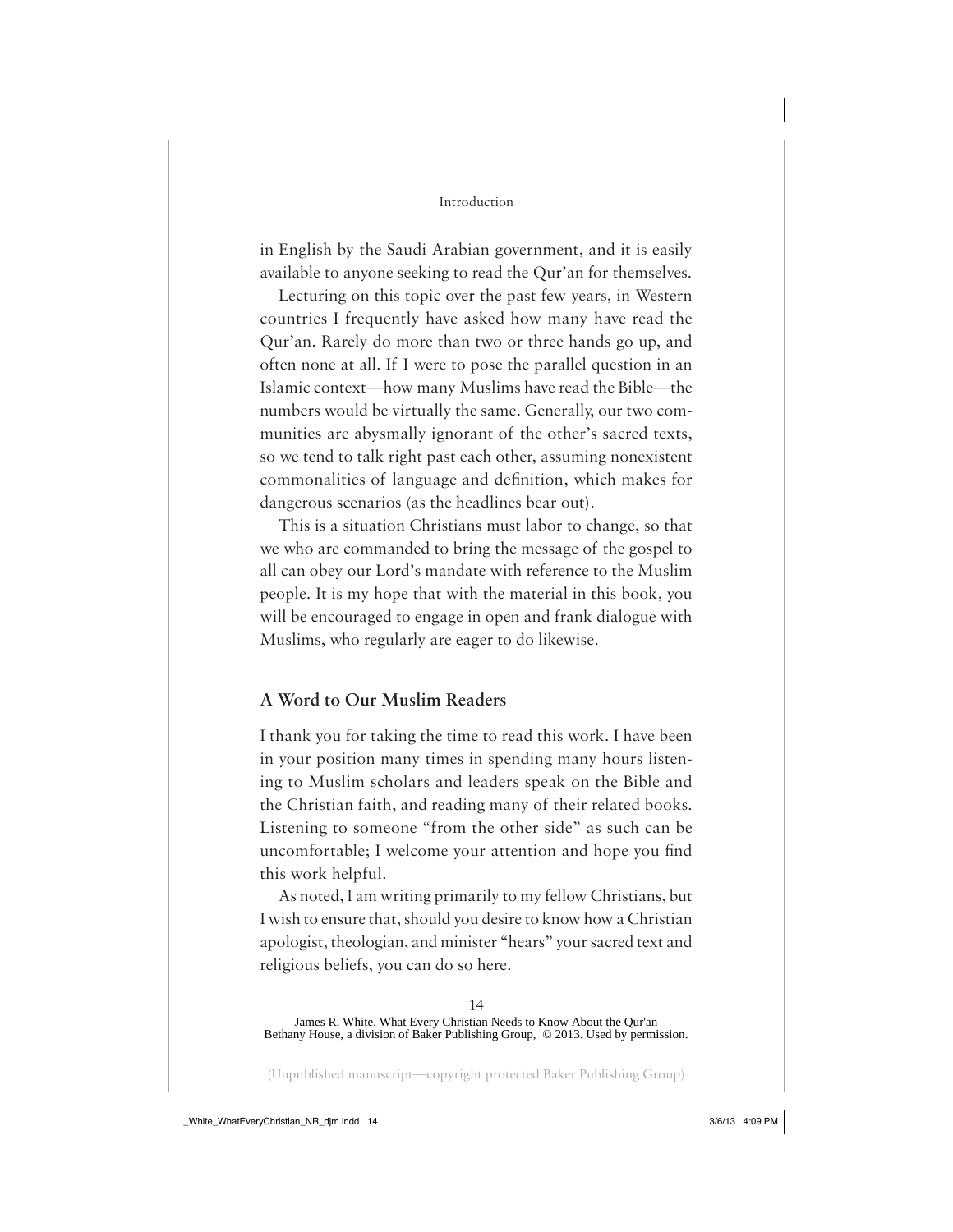in English by the Saudi Arabian government, and it is easily available to anyone seeking to read the Qur'an for themselves.

Lecturing on this topic over the past few years, in Western countries I frequently have asked how many have read the Qur'an. Rarely do more than two or three hands go up, and often none at all. If I were to pose the parallel question in an Islamic context—how many Muslims have read the Bible—the numbers would be virtually the same. Generally, our two communities are abysmally ignorant of the other's sacred texts, so we tend to talk right past each other, assuming nonexistent commonalities of language and definition, which makes for dangerous scenarios (as the headlines bear out).

This is a situation Christians must labor to change, so that we who are commanded to bring the message of the gospel to all can obey our Lord's mandate with reference to the Muslim people. It is my hope that with the material in this book, you will be encouraged to engage in open and frank dialogue with Muslims, who regularly are eager to do likewise.

## A Word to Our Muslim Readers

I thank you for taking the time to read this work. I have been in your position many times in spending many hours listening to Muslim scholars and leaders speak on the Bible and the Christian faith, and reading many of their related books. Listening to someone "from the other side" as such can be uncomfortable; I welcome your attention and hope you find this work helpful.

As noted, I am writing primarily to my fellow Christians, but I wish to ensure that, should you desire to know how a Christian apologist, theologian, and minister "hears" your sacred text and religious beliefs, you can do so here.

James R. White, What Every Christian Needs to Know About the Qur'an
Bethany House, a division of Baker Publishing Group, © 2013. Used by permission.

(Unpublished manuscript—copyright protected Baker Publishing Group)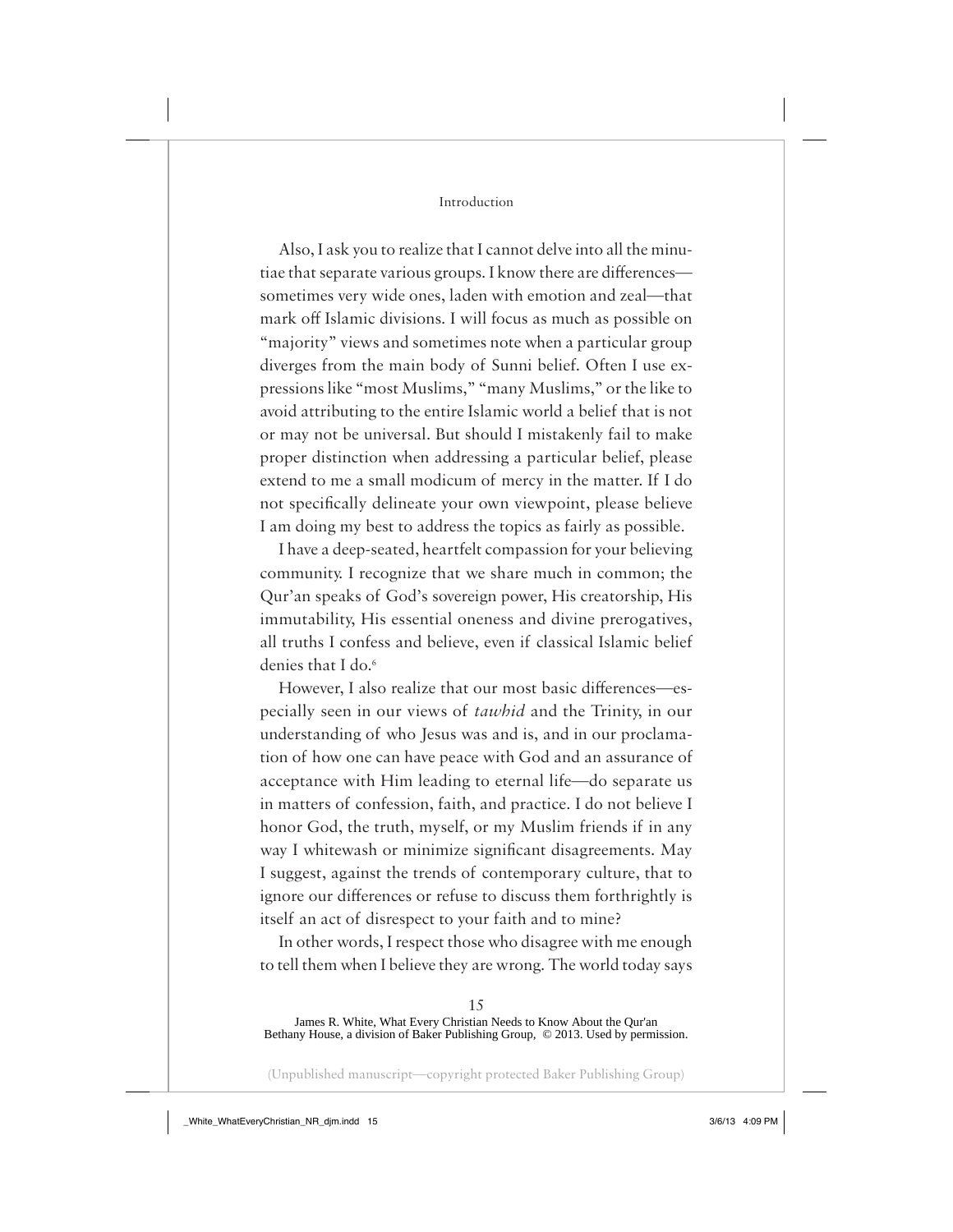Also, I ask you to realize that I cannot delve into all the minutiae that separate various groups. I know there are differences—sometimes very wide ones, laden with emotion and zeal—that mark off Islamic divisions. I will focus as much as possible on "majority" views and sometimes note when a particular group diverges from the main body of Sunni belief. Often I use expressions like "most Muslims," "many Muslims," or the like to avoid attributing to the entire Islamic world a belief that is not or may not be universal. But should I mistakenly fail to make proper distinction when addressing a particular belief, please extend to me a small modicum of mercy in the matter. If I do not specifically delineate your own viewpoint, please believe I am doing my best to address the topics as fairly as possible.

I have a deep-seated, heartfelt compassion for your believing community. I recognize that we share much in common; the Qur'an speaks of God's sovereign power, His creatorship, His immutability, His essential oneness and divine prerogatives, all truths I confess and believe, even if classical Islamic belief denies that I do.[6]

However, I also realize that our most basic differences—especially seen in our views of *tawhid* and the Trinity, in our understanding of who Jesus was and is, and in our proclamation of how one can have peace with God and an assurance of acceptance with Him leading to eternal life—do separate us in matters of confession, faith, and practice. I do not believe I honor God, the truth, myself, or my Muslim friends if in any way I whitewash or minimize significant disagreements. May I suggest, against the trends of contemporary culture, that to ignore our differences or refuse to discuss them forthrightly is itself an act of disrespect to your faith and to mine?

In other words, I respect those who disagree with me enough to tell them when I believe they are wrong. The world today says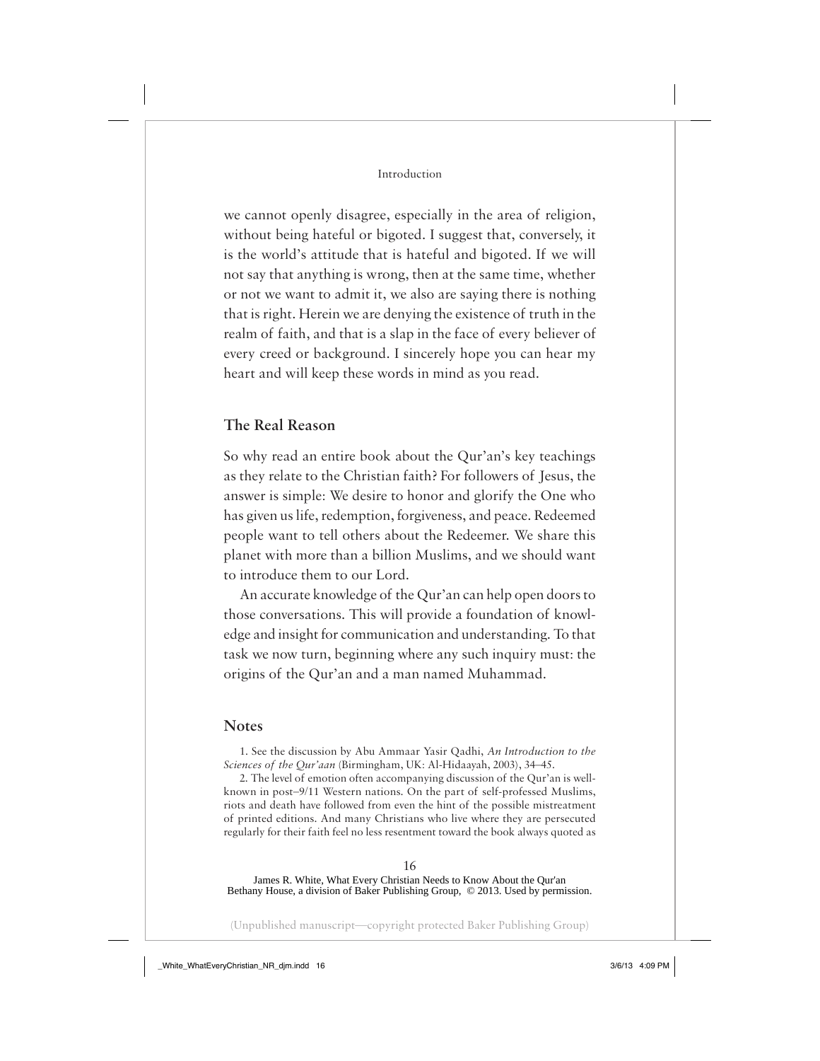we cannot openly disagree, especially in the area of religion, without being hateful or bigoted. I suggest that, conversely, it is the world's attitude that is hateful and bigoted. If we will not say that anything is wrong, then at the same time, whether or not we want to admit it, we also are saying there is nothing that is right. Herein we are denying the existence of truth in the realm of faith, and that is a slap in the face of every believer of every creed or background. I sincerely hope you can hear my heart and will keep these words in mind as you read.

## The Real Reason

So why read an entire book about the Qur'an's key teachings as they relate to the Christian faith? For followers of Jesus, the answer is simple: We desire to honor and glorify the One who has given us life, redemption, forgiveness, and peace. Redeemed people want to tell others about the Redeemer. We share this planet with more than a billion Muslims, and we should want to introduce them to our Lord.

An accurate knowledge of the Qur'an can help open doors to those conversations. This will provide a foundation of knowledge and insight for communication and understanding. To that task we now turn, beginning where any such inquiry must: the origins of the Qur'an and a man named Muhammad.

## Notes

1. See the discussion by Abu Ammaar Yasir Qadhi, *An Introduction to the Sciences of the Qur'aan* (Birmingham, UK: Al-Hidaayah, 2003), 34–45.

2. The level of emotion often accompanying discussion of the Qur'an is well-known in post–9/11 Western nations. On the part of self-professed Muslims, riots and death have followed from even the hint of the possible mistreatment of printed editions. And many Christians who live where they are persecuted regularly for their faith feel no less resentment toward the book always quoted as

James R. White, What Every Christian Needs to Know About the Qur'an
Bethany House, a division of Baker Publishing Group, © 2013. Used by permission.

(Unpublished manuscript—copyright protected Baker Publishing Group)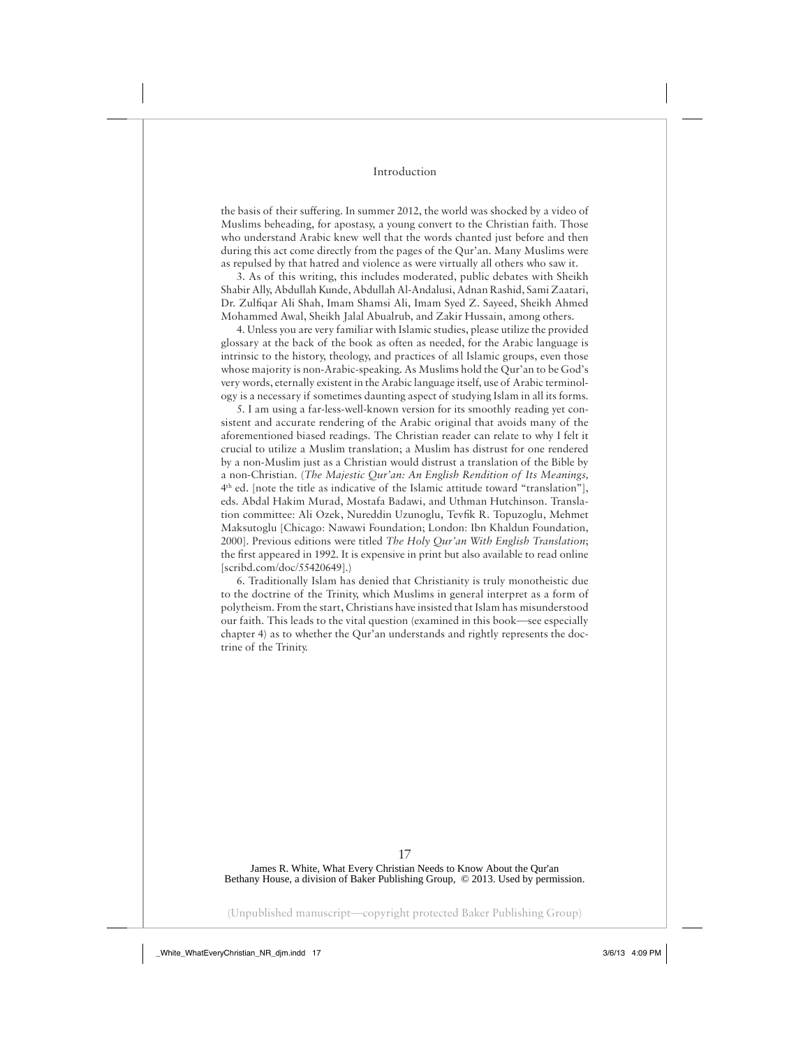the basis of their suffering. In summer 2012, the world was shocked by a video of Muslims beheading, for apostasy, a young convert to the Christian faith. Those who understand Arabic knew well that the words chanted just before and then during this act come directly from the pages of the Qur'an. Many Muslims were as repulsed by that hatred and violence as were virtually all others who saw it.

3. As of this writing, this includes moderated, public debates with Sheikh Shabir Ally, Abdullah Kunde, Abdullah Al-Andalusi, Adnan Rashid, Sami Zaatari, Dr. Zulfiqar Ali Shah, Imam Shamsi Ali, Imam Syed Z. Sayeed, Sheikh Ahmed Mohammed Awal, Sheikh Jalal Abualrub, and Zakir Hussain, among others.

4. Unless you are very familiar with Islamic studies, please utilize the provided glossary at the back of the book as often as needed, for the Arabic language is intrinsic to the history, theology, and practices of all Islamic groups, even those whose majority is non-Arabic-speaking. As Muslims hold the Qur'an to be God's very words, eternally existent in the Arabic language itself, use of Arabic terminology is a necessary if sometimes daunting aspect of studying Islam in all its forms.

5. I am using a far-less-well-known version for its smoothly reading yet consistent and accurate rendering of the Arabic original that avoids many of the aforementioned biased readings. The Christian reader can relate to why I felt it crucial to utilize a Muslim translation; a Muslim has distrust for one rendered by a non-Muslim just as a Christian would distrust a translation of the Bible by a non-Christian. (*The Majestic Qur'an: An English Rendition of Its Meanings,* 4th ed. [note the title as indicative of the Islamic attitude toward "translation"], eds. Abdal Hakim Murad, Mostafa Badawi, and Uthman Hutchinson. Translation committee: Ali Ozek, Nureddin Uzunoglu, Tevfik R. Topuzoglu, Mehmet Maksutoglu [Chicago: Nawawi Foundation; London: Ibn Khaldun Foundation, 2000]. Previous editions were titled *The Holy Qur'an With English Translation*; the first appeared in 1992. It is expensive in print but also available to read online [scribd.com/doc/55420649].)

6. Traditionally Islam has denied that Christianity is truly monotheistic due to the doctrine of the Trinity, which Muslims in general interpret as a form of polytheism. From the start, Christians have insisted that Islam has misunderstood our faith. This leads to the vital question (examined in this book—see especially chapter 4) as to whether the Qur'an understands and rightly represents the doctrine of the Trinity.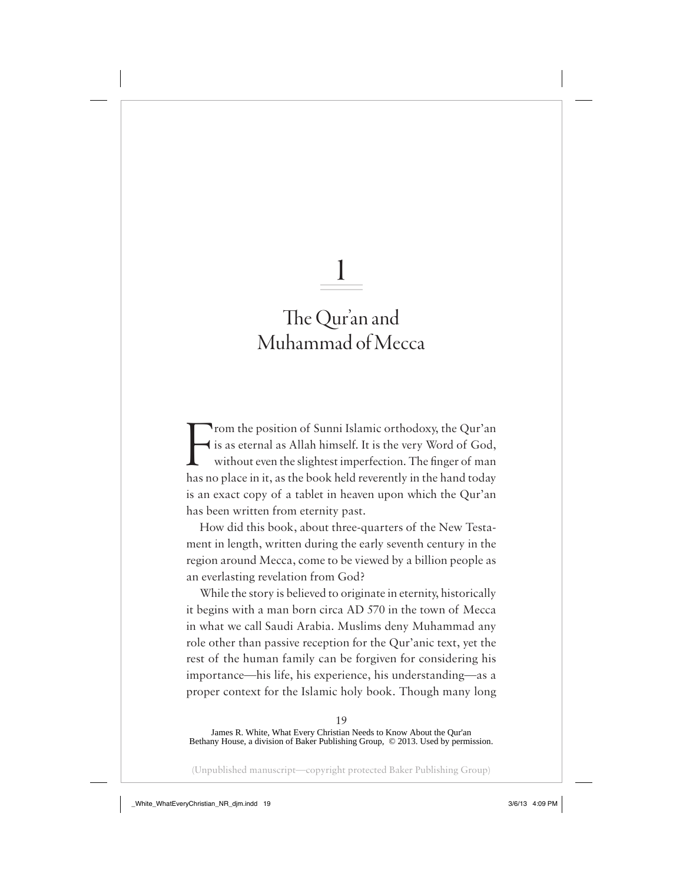# 1

# The Qur'an and Muhammad of Mecca

From the position of Sunni Islamic orthodoxy, the Qur'an is as eternal as Allah himself. It is the very Word of God, without even the slightest imperfection. The finger of man has no place in it, as the book held reverently in the hand today is an exact copy of a tablet in heaven upon which the Qur'an has been written from eternity past.

How did this book, about three-quarters of the New Testament in length, written during the early seventh century in the region around Mecca, come to be viewed by a billion people as an everlasting revelation from God?

While the story is believed to originate in eternity, historically it begins with a man born circa AD 570 in the town of Mecca in what we call Saudi Arabia. Muslims deny Muhammad any role other than passive reception for the Qur'anic text, yet the rest of the human family can be forgiven for considering his importance—his life, his experience, his understanding—as a proper context for the Islamic holy book. Though many long

James R. White, What Every Christian Needs to Know About the Qur'an
Bethany House, a division of Baker Publishing Group, © 2013. Used by permission.

(Unpublished manuscript—copyright protected Baker Publishing Group)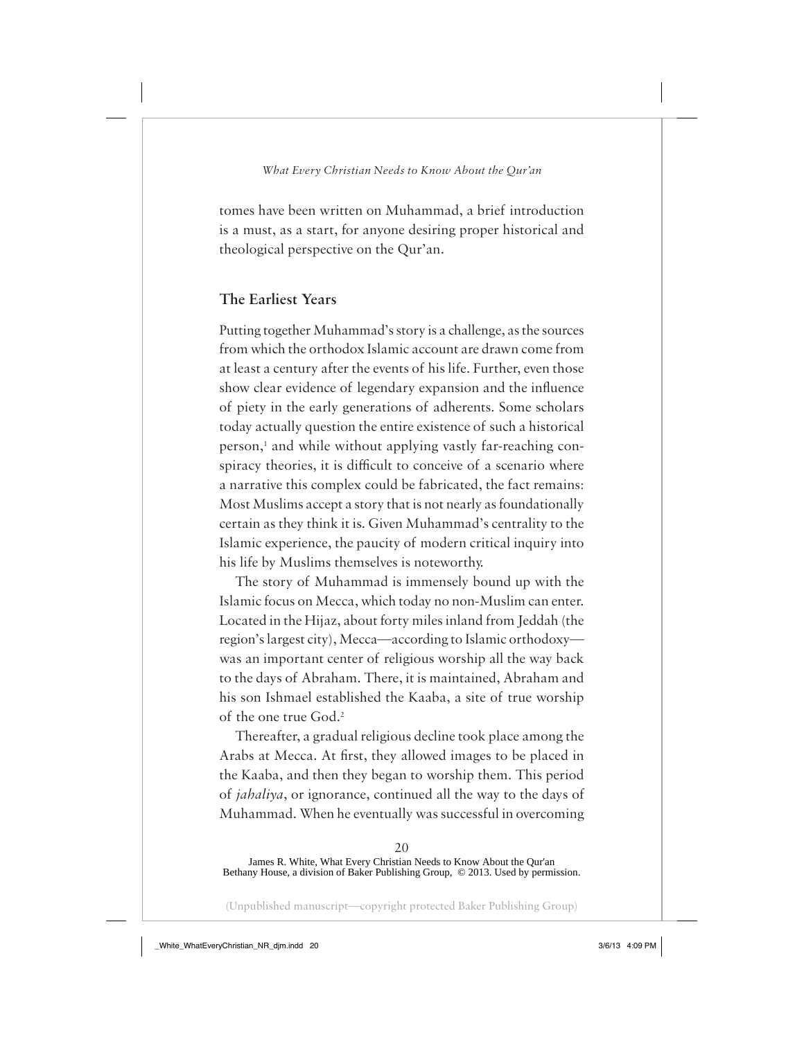tomes have been written on Muhammad, a brief introduction is a must, as a start, for anyone desiring proper historical and theological perspective on the Qur'an.

## The Earliest Years

Putting together Muhammad's story is a challenge, as the sources from which the orthodox Islamic account are drawn come from at least a century after the events of his life. Further, even those show clear evidence of legendary expansion and the influence of piety in the early generations of adherents. Some scholars today actually question the entire existence of such a historical person,[1] and while without applying vastly far-reaching conspiracy theories, it is difficult to conceive of a scenario where a narrative this complex could be fabricated, the fact remains: Most Muslims accept a story that is not nearly as foundationally certain as they think it is. Given Muhammad's centrality to the Islamic experience, the paucity of modern critical inquiry into his life by Muslims themselves is noteworthy.

The story of Muhammad is immensely bound up with the Islamic focus on Mecca, which today no non-Muslim can enter. Located in the Hijaz, about forty miles inland from Jeddah (the region's largest city), Mecca—according to Islamic orthodoxy—was an important center of religious worship all the way back to the days of Abraham. There, it is maintained, Abraham and his son Ishmael established the Kaaba, a site of true worship of the one true God.[2]

Thereafter, a gradual religious decline took place among the Arabs at Mecca. At first, they allowed images to be placed in the Kaaba, and then they began to worship them. This period of *jahaliya*, or ignorance, continued all the way to the days of Muhammad. When he eventually was successful in overcoming

James R. White, What Every Christian Needs to Know About the Qur'an
Bethany House, a division of Baker Publishing Group, © 2013. Used by permission.

(Unpublished manuscript—copyright protected Baker Publishing Group)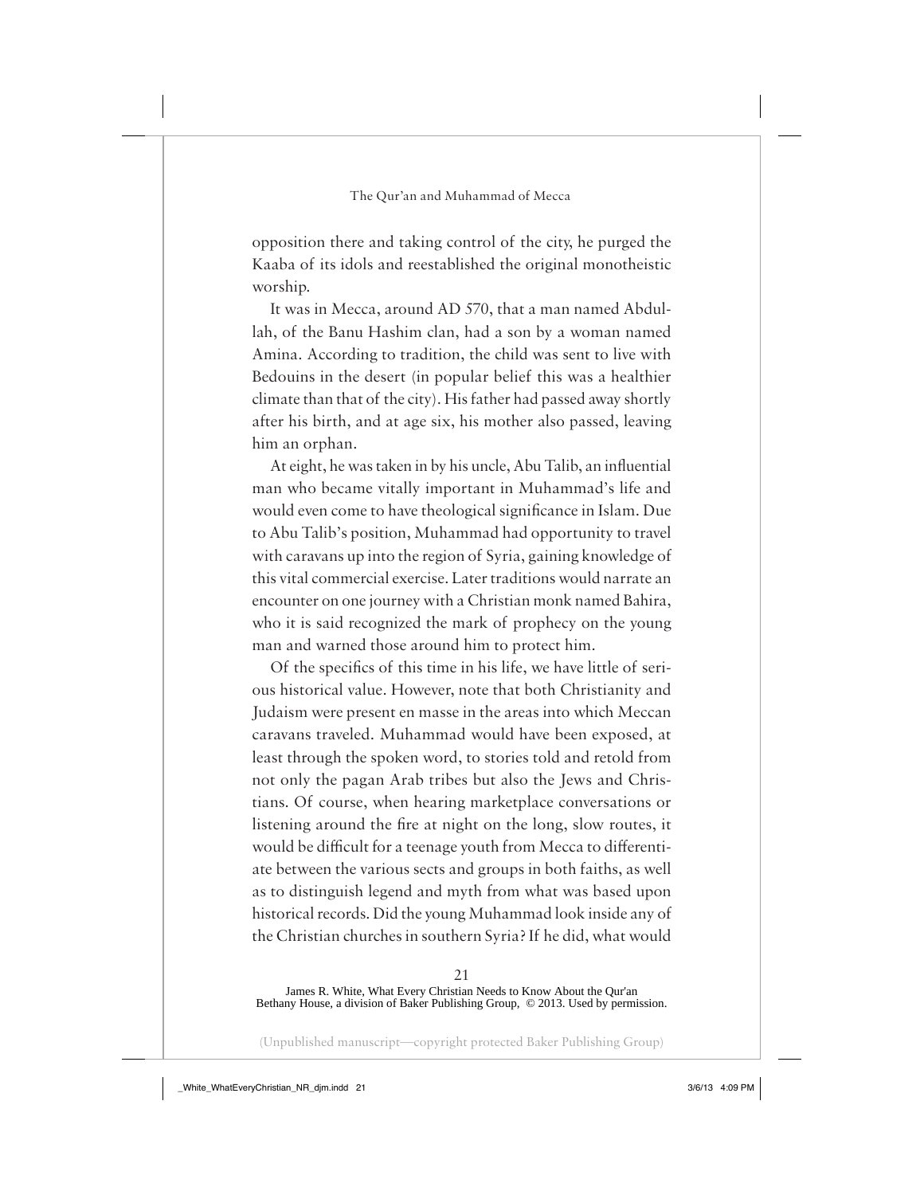opposition there and taking control of the city, he purged the Kaaba of its idols and reestablished the original monotheistic worship.

It was in Mecca, around AD 570, that a man named Abdullah, of the Banu Hashim clan, had a son by a woman named Amina. According to tradition, the child was sent to live with Bedouins in the desert (in popular belief this was a healthier climate than that of the city). His father had passed away shortly after his birth, and at age six, his mother also passed, leaving him an orphan.

At eight, he was taken in by his uncle, Abu Talib, an influential man who became vitally important in Muhammad's life and would even come to have theological significance in Islam. Due to Abu Talib's position, Muhammad had opportunity to travel with caravans up into the region of Syria, gaining knowledge of this vital commercial exercise. Later traditions would narrate an encounter on one journey with a Christian monk named Bahira, who it is said recognized the mark of prophecy on the young man and warned those around him to protect him.

Of the specifics of this time in his life, we have little of serious historical value. However, note that both Christianity and Judaism were present en masse in the areas into which Meccan caravans traveled. Muhammad would have been exposed, at least through the spoken word, to stories told and retold from not only the pagan Arab tribes but also the Jews and Christians. Of course, when hearing marketplace conversations or listening around the fire at night on the long, slow routes, it would be difficult for a teenage youth from Mecca to differentiate between the various sects and groups in both faiths, as well as to distinguish legend and myth from what was based upon historical records. Did the young Muhammad look inside any of the Christian churches in southern Syria? If he did, what would

James R. White, What Every Christian Needs to Know About the Qur'an
Bethany House, a division of Baker Publishing Group, © 2013. Used by permission.

(Unpublished manuscript—copyright protected Baker Publishing Group)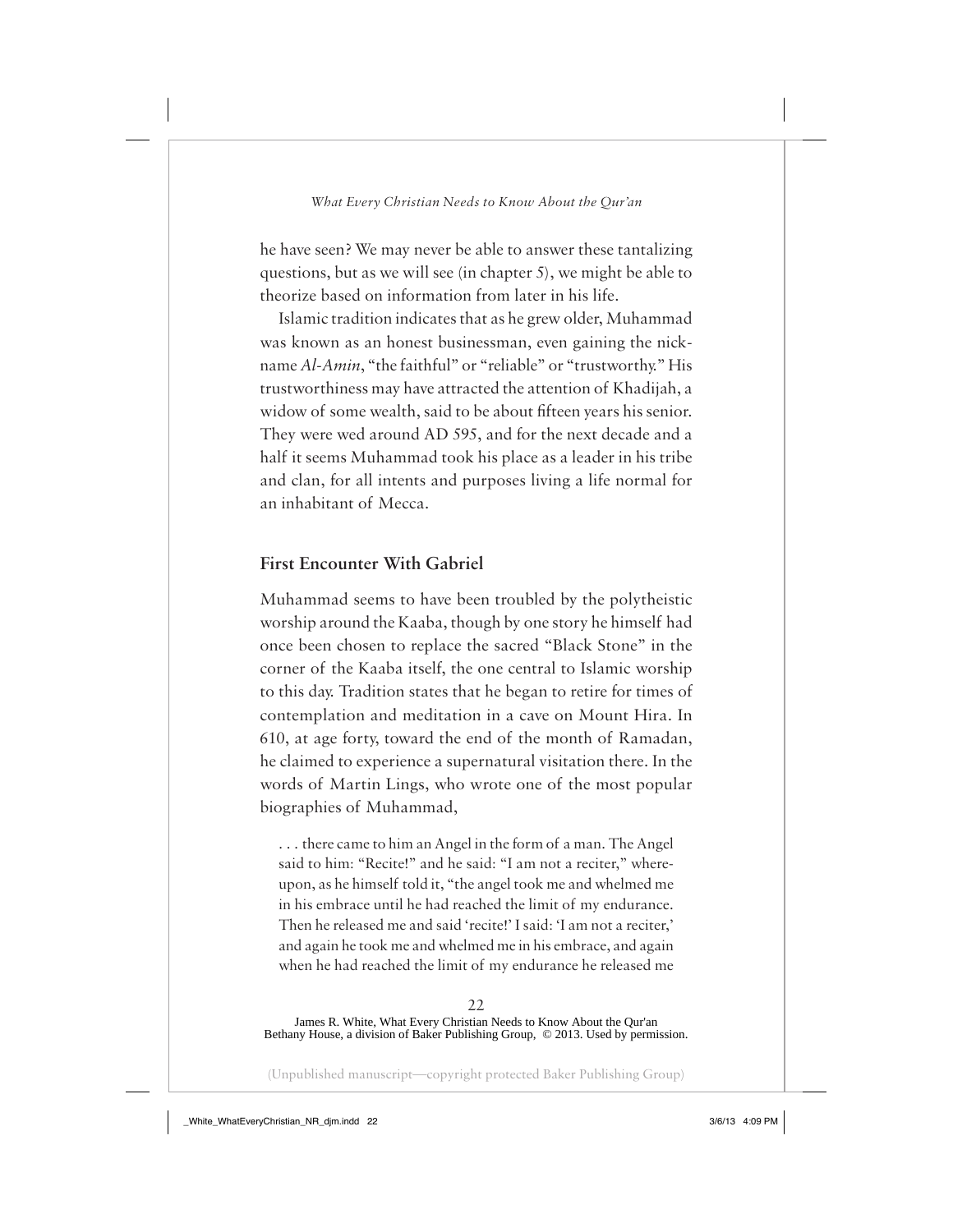he have seen? We may never be able to answer these tantalizing questions, but as we will see (in chapter 5), we might be able to theorize based on information from later in his life.

Islamic tradition indicates that as he grew older, Muhammad was known as an honest businessman, even gaining the nickname *Al-Amin*, "the faithful" or "reliable" or "trustworthy." His trustworthiness may have attracted the attention of Khadijah, a widow of some wealth, said to be about fifteen years his senior. They were wed around AD 595, and for the next decade and a half it seems Muhammad took his place as a leader in his tribe and clan, for all intents and purposes living a life normal for an inhabitant of Mecca.

## First Encounter With Gabriel

Muhammad seems to have been troubled by the polytheistic worship around the Kaaba, though by one story he himself had once been chosen to replace the sacred "Black Stone" in the corner of the Kaaba itself, the one central to Islamic worship to this day. Tradition states that he began to retire for times of contemplation and meditation in a cave on Mount Hira. In 610, at age forty, toward the end of the month of Ramadan, he claimed to experience a supernatural visitation there. In the words of Martin Lings, who wrote one of the most popular biographies of Muhammad,

> . . . there came to him an Angel in the form of a man. The Angel said to him: "Recite!" and he said: "I am not a reciter," whereupon, as he himself told it, "the angel took me and whelmed me in his embrace until he had reached the limit of my endurance. Then he released me and said 'recite!' I said: 'I am not a reciter,' and again he took me and whelmed me in his embrace, and again when he had reached the limit of my endurance he released me

James R. White, What Every Christian Needs to Know About the Qur'an
Bethany House, a division of Baker Publishing Group, © 2013. Used by permission.

(Unpublished manuscript—copyright protected Baker Publishing Group)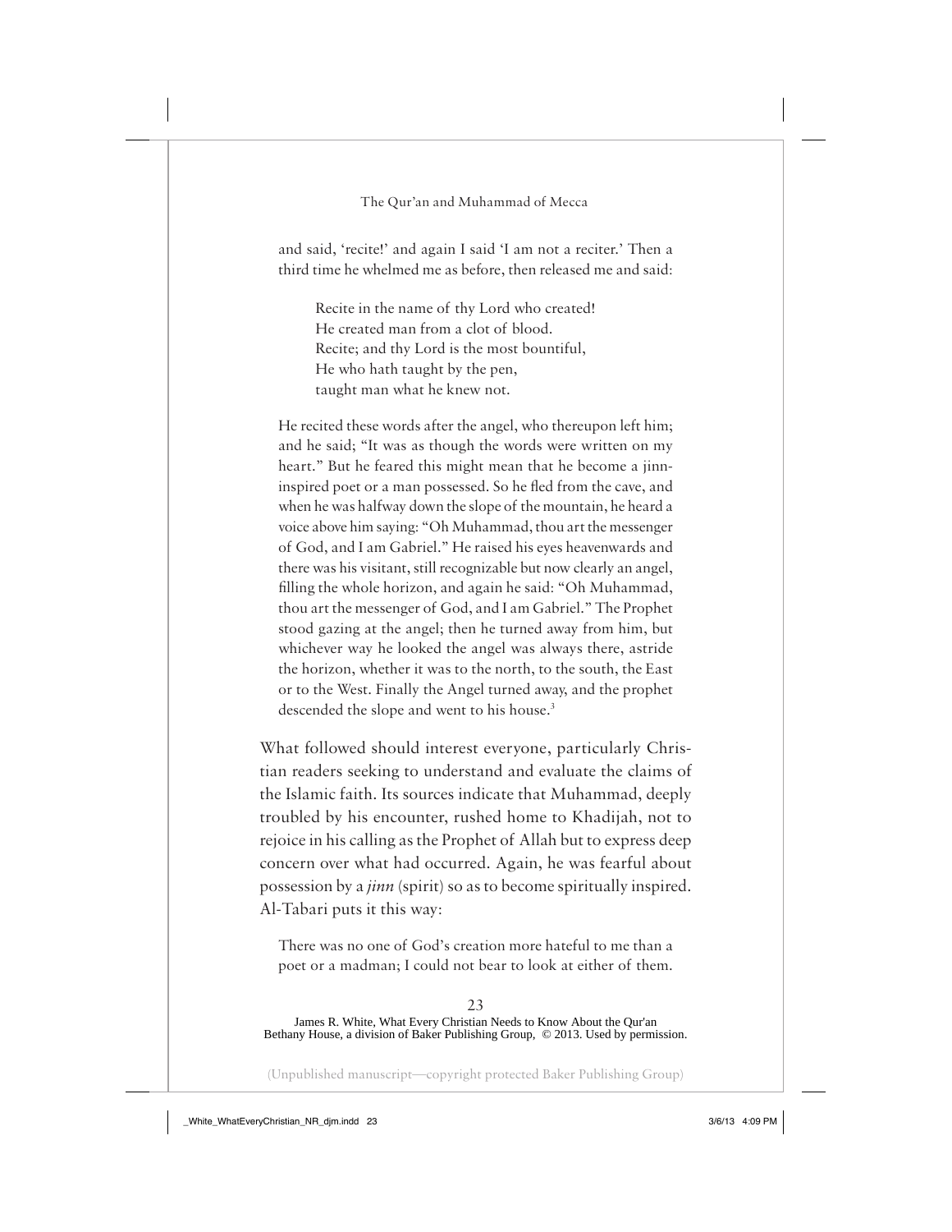> and said, 'recite!' and again I said 'I am not a reciter.' Then a third time he whelmed me as before, then released me and said:
>
> > Recite in the name of thy Lord who created!
> > He created man from a clot of blood.
> > Recite; and thy Lord is the most bountiful,
> > He who hath taught by the pen,
> > taught man what he knew not.
>
> He recited these words after the angel, who thereupon left him; and he said; "It was as though the words were written on my heart." But he feared this might mean that he become a jinn-inspired poet or a man possessed. So he fled from the cave, and when he was halfway down the slope of the mountain, he heard a voice above him saying: "Oh Muhammad, thou art the messenger of God, and I am Gabriel." He raised his eyes heavenwards and there was his visitant, still recognizable but now clearly an angel, filling the whole horizon, and again he said: "Oh Muhammad, thou art the messenger of God, and I am Gabriel." The Prophet stood gazing at the angel; then he turned away from him, but whichever way he looked the angel was always there, astride the horizon, whether it was to the north, to the south, the East or to the West. Finally the Angel turned away, and the prophet descended the slope and went to his house.[3]

What followed should interest everyone, particularly Christian readers seeking to understand and evaluate the claims of the Islamic faith. Its sources indicate that Muhammad, deeply troubled by his encounter, rushed home to Khadijah, not to rejoice in his calling as the Prophet of Allah but to express deep concern over what had occurred. Again, he was fearful about possession by a *jinn* (spirit) so as to become spiritually inspired. Al-Tabari puts it this way:

> There was no one of God's creation more hateful to me than a poet or a madman; I could not bear to look at either of them.

James R. White, What Every Christian Needs to Know About the Qur'an
Bethany House, a division of Baker Publishing Group, © 2013. Used by permission.

(Unpublished manuscript—copyright protected Baker Publishing Group)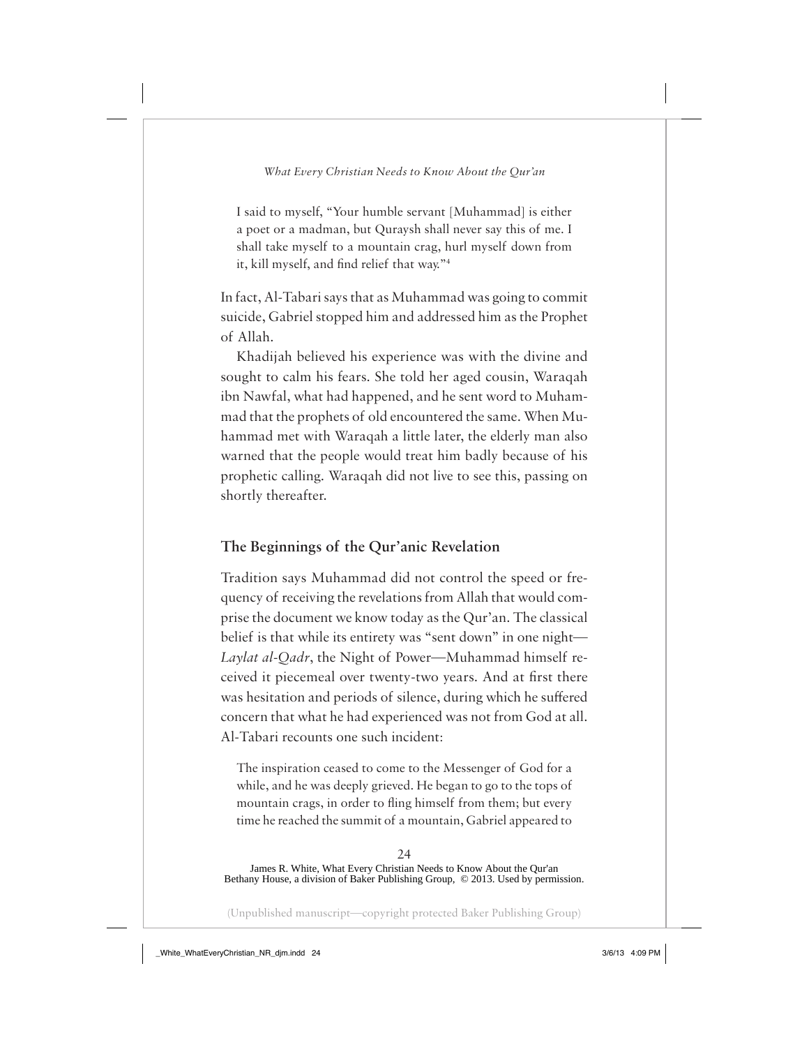I said to myself, "Your humble servant [Muhammad] is either a poet or a madman, but Quraysh shall never say this of me. I shall take myself to a mountain crag, hurl myself down from it, kill myself, and find relief that way."[4]

In fact, Al-Tabari says that as Muhammad was going to commit suicide, Gabriel stopped him and addressed him as the Prophet of Allah.

Khadijah believed his experience was with the divine and sought to calm his fears. She told her aged cousin, Waraqah ibn Nawfal, what had happened, and he sent word to Muhammad that the prophets of old encountered the same. When Muhammad met with Waraqah a little later, the elderly man also warned that the people would treat him badly because of his prophetic calling. Waraqah did not live to see this, passing on shortly thereafter.

## The Beginnings of the Qur'anic Revelation

Tradition says Muhammad did not control the speed or frequency of receiving the revelations from Allah that would comprise the document we know today as the Qur'an. The classical belief is that while its entirety was "sent down" in one night—*Laylat al-Qadr*, the Night of Power—Muhammad himself received it piecemeal over twenty-two years. And at first there was hesitation and periods of silence, during which he suffered concern that what he had experienced was not from God at all. Al-Tabari recounts one such incident:

The inspiration ceased to come to the Messenger of God for a while, and he was deeply grieved. He began to go to the tops of mountain crags, in order to fling himself from them; but every time he reached the summit of a mountain, Gabriel appeared to

James R. White, What Every Christian Needs to Know About the Qur'an
Bethany House, a division of Baker Publishing Group, © 2013. Used by permission.

(Unpublished manuscript—copyright protected Baker Publishing Group)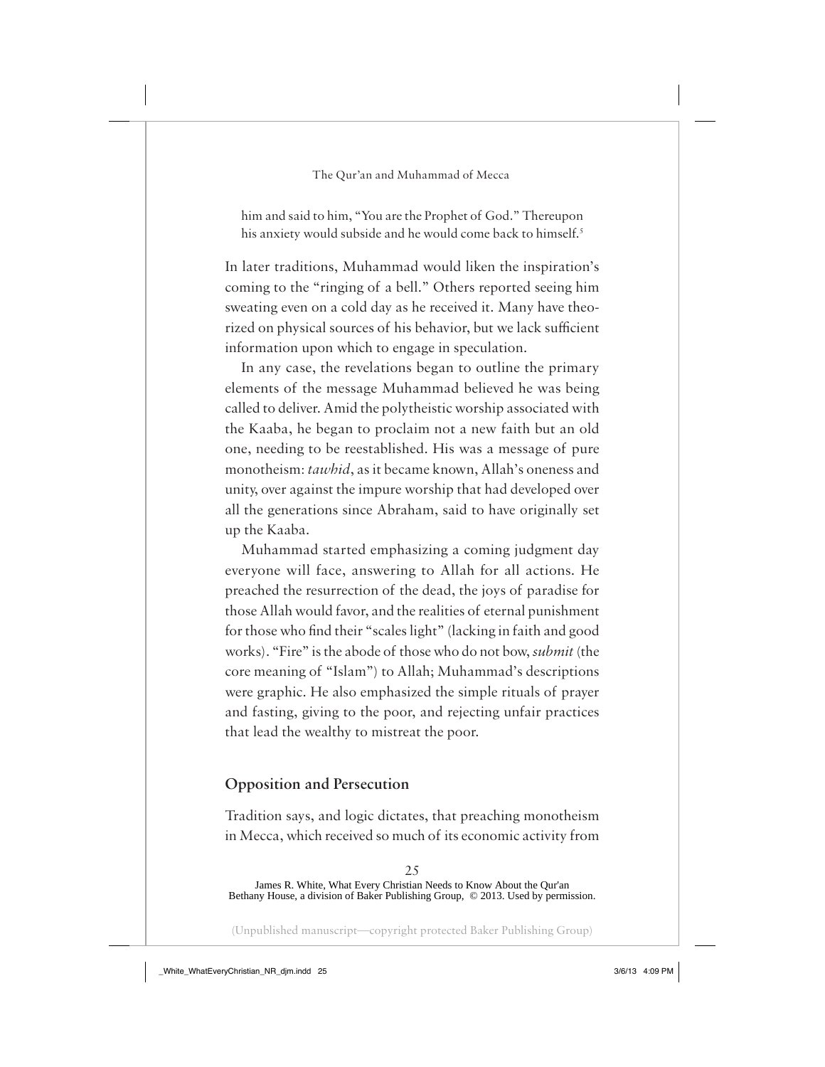him and said to him, "You are the Prophet of God." Thereupon his anxiety would subside and he would come back to himself.[5]

In later traditions, Muhammad would liken the inspiration's coming to the "ringing of a bell." Others reported seeing him sweating even on a cold day as he received it. Many have theorized on physical sources of his behavior, but we lack sufficient information upon which to engage in speculation.

In any case, the revelations began to outline the primary elements of the message Muhammad believed he was being called to deliver. Amid the polytheistic worship associated with the Kaaba, he began to proclaim not a new faith but an old one, needing to be reestablished. His was a message of pure monotheism: *tawhid*, as it became known, Allah's oneness and unity, over against the impure worship that had developed over all the generations since Abraham, said to have originally set up the Kaaba.

Muhammad started emphasizing a coming judgment day everyone will face, answering to Allah for all actions. He preached the resurrection of the dead, the joys of paradise for those Allah would favor, and the realities of eternal punishment for those who find their "scales light" (lacking in faith and good works). "Fire" is the abode of those who do not bow, *submit* (the core meaning of "Islam") to Allah; Muhammad's descriptions were graphic. He also emphasized the simple rituals of prayer and fasting, giving to the poor, and rejecting unfair practices that lead the wealthy to mistreat the poor.

## Opposition and Persecution

Tradition says, and logic dictates, that preaching monotheism in Mecca, which received so much of its economic activity from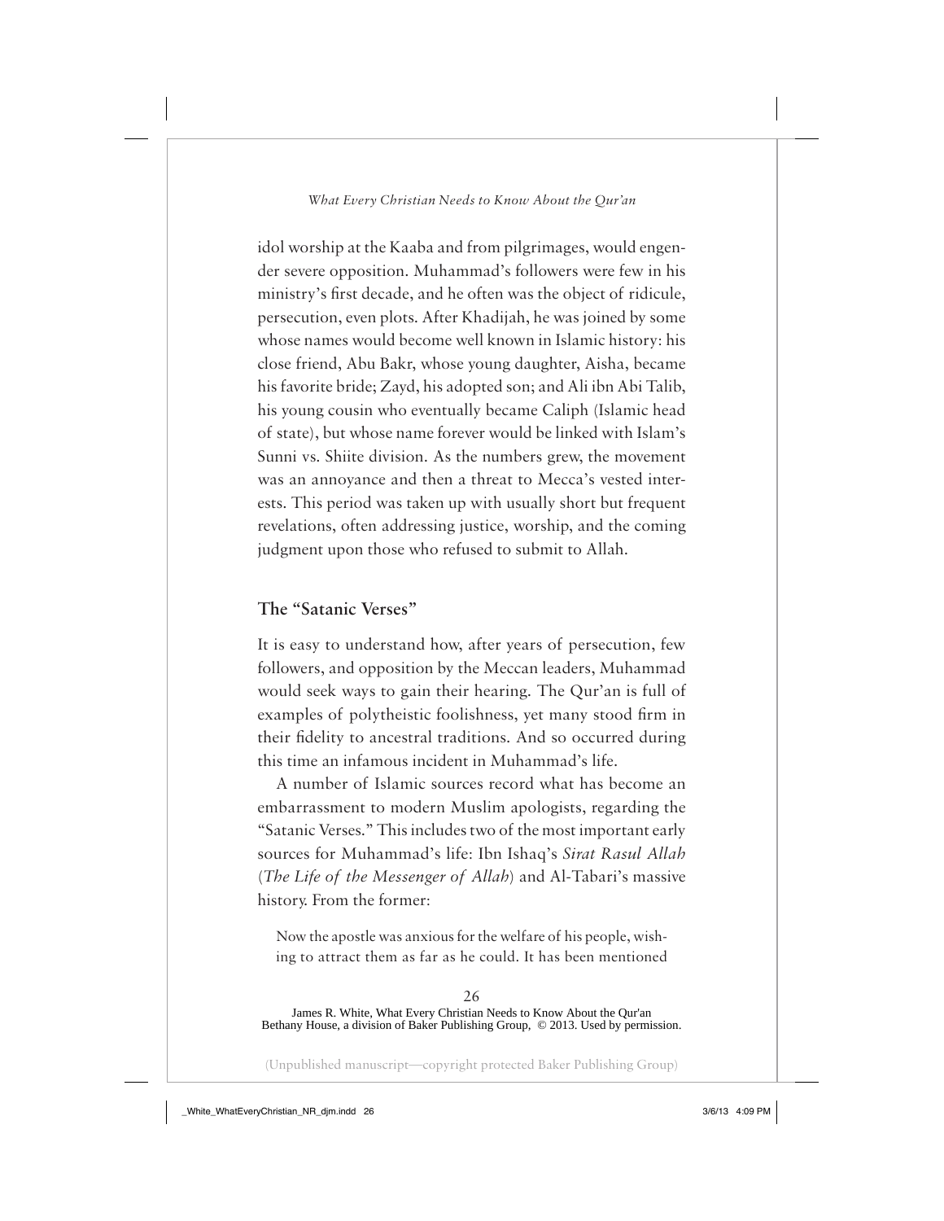idol worship at the Kaaba and from pilgrimages, would engender severe opposition. Muhammad's followers were few in his ministry's first decade, and he often was the object of ridicule, persecution, even plots. After Khadijah, he was joined by some whose names would become well known in Islamic history: his close friend, Abu Bakr, whose young daughter, Aisha, became his favorite bride; Zayd, his adopted son; and Ali ibn Abi Talib, his young cousin who eventually became Caliph (Islamic head of state), but whose name forever would be linked with Islam's Sunni vs. Shiite division. As the numbers grew, the movement was an annoyance and then a threat to Mecca's vested interests. This period was taken up with usually short but frequent revelations, often addressing justice, worship, and the coming judgment upon those who refused to submit to Allah.

## The "Satanic Verses"

It is easy to understand how, after years of persecution, few followers, and opposition by the Meccan leaders, Muhammad would seek ways to gain their hearing. The Qur'an is full of examples of polytheistic foolishness, yet many stood firm in their fidelity to ancestral traditions. And so occurred during this time an infamous incident in Muhammad's life.

A number of Islamic sources record what has become an embarrassment to modern Muslim apologists, regarding the "Satanic Verses." This includes two of the most important early sources for Muhammad's life: Ibn Ishaq's *Sirat Rasul Allah* (*The Life of the Messenger of Allah*) and Al-Tabari's massive history. From the former:

> Now the apostle was anxious for the welfare of his people, wishing to attract them as far as he could. It has been mentioned

James R. White, What Every Christian Needs to Know About the Qur'an
Bethany House, a division of Baker Publishing Group, © 2013. Used by permission.

(Unpublished manuscript—copyright protected Baker Publishing Group)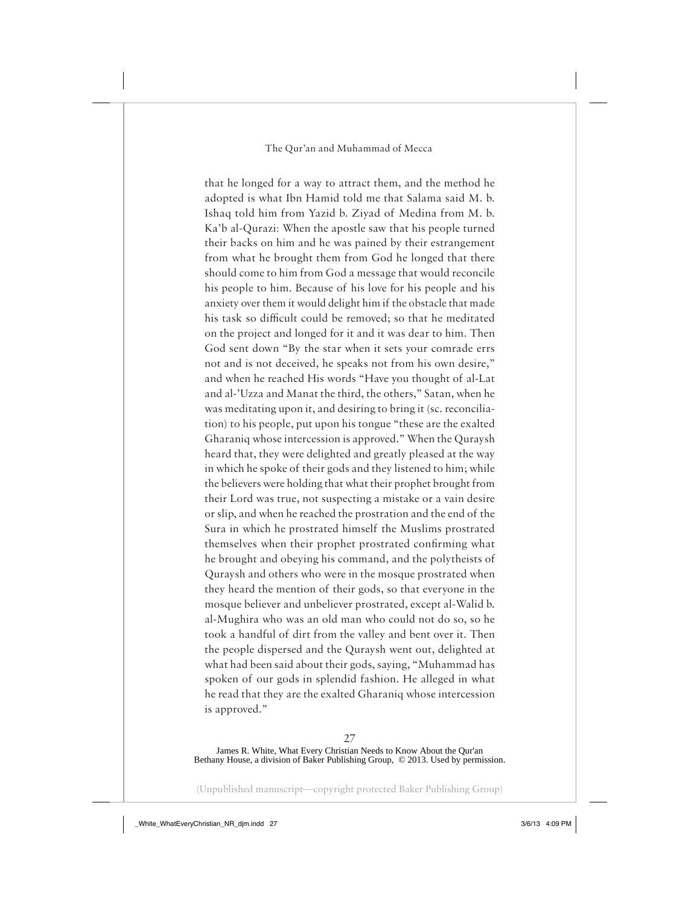that he longed for a way to attract them, and the method he adopted is what Ibn Hamid told me that Salama said M. b. Ishaq told him from Yazid b. Ziyad of Medina from M. b. Ka'b al-Qurazi: When the apostle saw that his people turned their backs on him and he was pained by their estrangement from what he brought them from God he longed that there should come to him from God a message that would reconcile his people to him. Because of his love for his people and his anxiety over them it would delight him if the obstacle that made his task so difficult could be removed; so that he meditated on the project and longed for it and it was dear to him. Then God sent down "By the star when it sets your comrade errs not and is not deceived, he speaks not from his own desire," and when he reached His words "Have you thought of al-Lat and al-'Uzza and Manat the third, the others," Satan, when he was meditating upon it, and desiring to bring it (sc. reconciliation) to his people, put upon his tongue "these are the exalted Gharaniq whose intercession is approved." When the Quraysh heard that, they were delighted and greatly pleased at the way in which he spoke of their gods and they listened to him; while the believers were holding that what their prophet brought from their Lord was true, not suspecting a mistake or a vain desire or slip, and when he reached the prostration and the end of the Sura in which he prostrated himself the Muslims prostrated themselves when their prophet prostrated confirming what he brought and obeying his command, and the polytheists of Quraysh and others who were in the mosque prostrated when they heard the mention of their gods, so that everyone in the mosque believer and unbeliever prostrated, except al-Walid b. al-Mughira who was an old man who could not do so, so he took a handful of dirt from the valley and bent over it. Then the people dispersed and the Quraysh went out, delighted at what had been said about their gods, saying, "Muhammad has spoken of our gods in splendid fashion. He alleged in what he read that they are the exalted Gharaniq whose intercession is approved."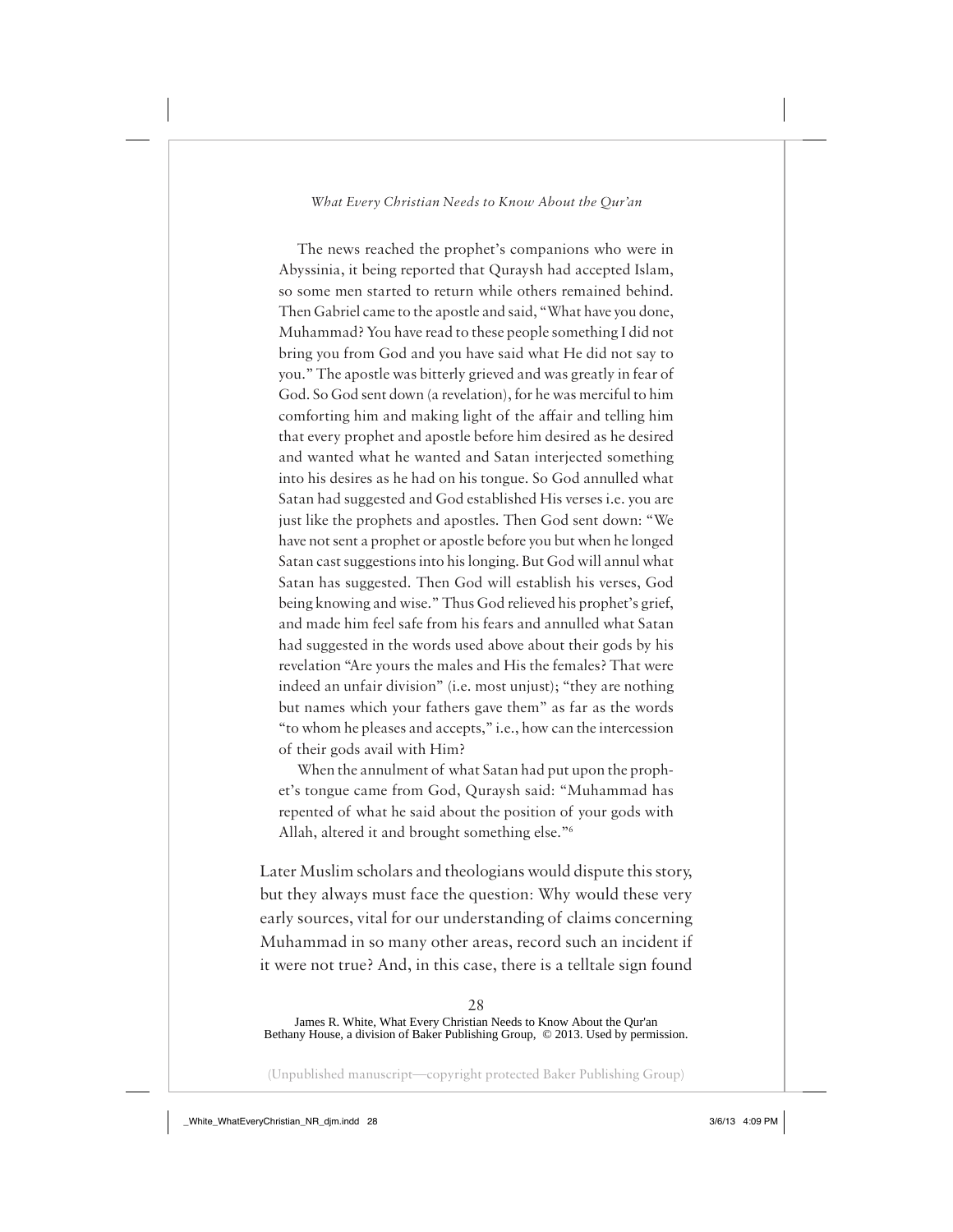> The news reached the prophet's companions who were in Abyssinia, it being reported that Quraysh had accepted Islam, so some men started to return while others remained behind. Then Gabriel came to the apostle and said, "What have you done, Muhammad? You have read to these people something I did not bring you from God and you have said what He did not say to you." The apostle was bitterly grieved and was greatly in fear of God. So God sent down (a revelation), for he was merciful to him comforting him and making light of the affair and telling him that every prophet and apostle before him desired as he desired and wanted what he wanted and Satan interjected something into his desires as he had on his tongue. So God annulled what Satan had suggested and God established His verses i.e. you are just like the prophets and apostles. Then God sent down: "We have not sent a prophet or apostle before you but when he longed Satan cast suggestions into his longing. But God will annul what Satan has suggested. Then God will establish his verses, God being knowing and wise." Thus God relieved his prophet's grief, and made him feel safe from his fears and annulled what Satan had suggested in the words used above about their gods by his revelation "Are yours the males and His the females? That were indeed an unfair division" (i.e. most unjust); "they are nothing but names which your fathers gave them" as far as the words "to whom he pleases and accepts," i.e., how can the intercession of their gods avail with Him?
>
> When the annulment of what Satan had put upon the prophet's tongue came from God, Quraysh said: "Muhammad has repented of what he said about the position of your gods with Allah, altered it and brought something else."[6]

Later Muslim scholars and theologians would dispute this story, but they always must face the question: Why would these very early sources, vital for our understanding of claims concerning Muhammad in so many other areas, record such an incident if it were not true? And, in this case, there is a telltale sign found

James R. White, What Every Christian Needs to Know About the Qur'an
Bethany House, a division of Baker Publishing Group, © 2013. Used by permission.

(Unpublished manuscript—copyright protected Baker Publishing Group)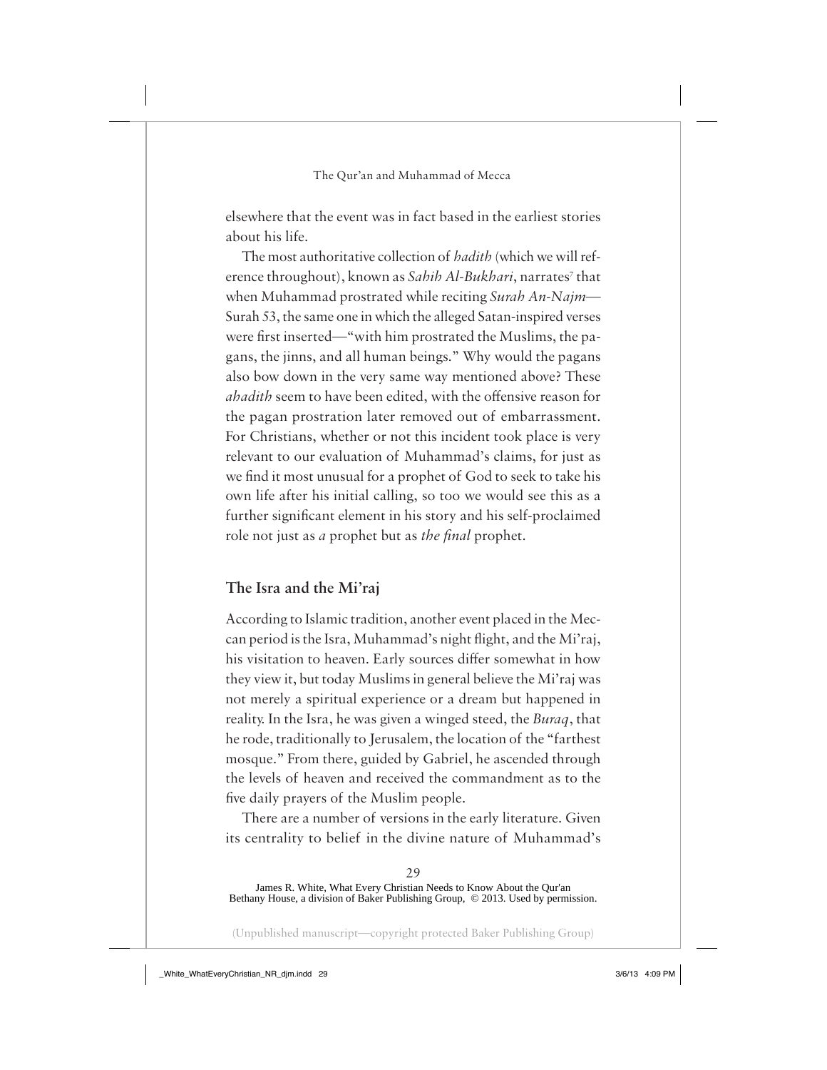elsewhere that the event was in fact based in the earliest stories about his life.

The most authoritative collection of *hadith* (which we will reference throughout), known as *Sahih Al-Bukhari*, narrates[7] that when Muhammad prostrated while reciting *Surah An-Najm*—Surah 53, the same one in which the alleged Satan-inspired verses were first inserted—"with him prostrated the Muslims, the pagans, the jinns, and all human beings." Why would the pagans also bow down in the very same way mentioned above? These *ahadith* seem to have been edited, with the offensive reason for the pagan prostration later removed out of embarrassment. For Christians, whether or not this incident took place is very relevant to our evaluation of Muhammad's claims, for just as we find it most unusual for a prophet of God to seek to take his own life after his initial calling, so too we would see this as a further significant element in his story and his self-proclaimed role not just as *a* prophet but as *the final* prophet.

## The Isra and the Mi'raj

According to Islamic tradition, another event placed in the Meccan period is the Isra, Muhammad's night flight, and the Mi'raj, his visitation to heaven. Early sources differ somewhat in how they view it, but today Muslims in general believe the Mi'raj was not merely a spiritual experience or a dream but happened in reality. In the Isra, he was given a winged steed, the *Buraq*, that he rode, traditionally to Jerusalem, the location of the "farthest mosque." From there, guided by Gabriel, he ascended through the levels of heaven and received the commandment as to the five daily prayers of the Muslim people.

There are a number of versions in the early literature. Given its centrality to belief in the divine nature of Muhammad's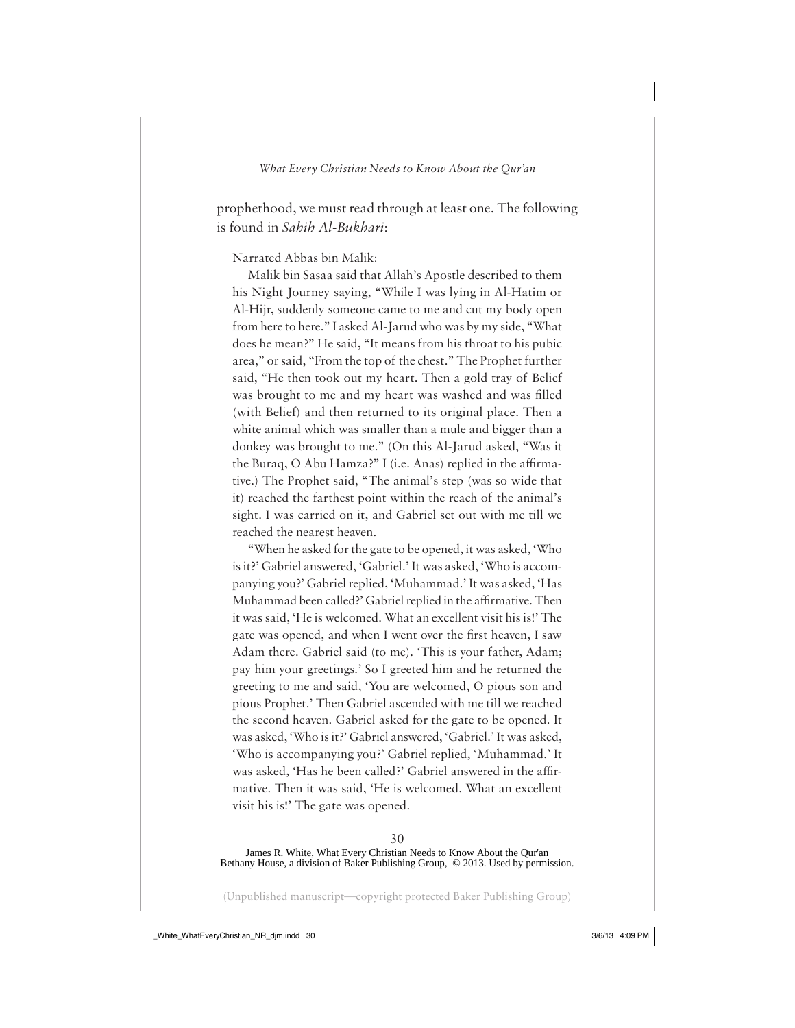prophethood, we must read through at least one. The following is found in *Sahih Al-Bukhari*:

> Narrated Abbas bin Malik:
>
> Malik bin Sasaa said that Allah's Apostle described to them his Night Journey saying, "While I was lying in Al-Hatim or Al-Hijr, suddenly someone came to me and cut my body open from here to here." I asked Al-Jarud who was by my side, "What does he mean?" He said, "It means from his throat to his pubic area," or said, "From the top of the chest." The Prophet further said, "He then took out my heart. Then a gold tray of Belief was brought to me and my heart was washed and was filled (with Belief) and then returned to its original place. Then a white animal which was smaller than a mule and bigger than a donkey was brought to me." (On this Al-Jarud asked, "Was it the Buraq, O Abu Hamza?" I (i.e. Anas) replied in the affirmative.) The Prophet said, "The animal's step (was so wide that it) reached the farthest point within the reach of the animal's sight. I was carried on it, and Gabriel set out with me till we reached the nearest heaven.
>
> "When he asked for the gate to be opened, it was asked, 'Who is it?' Gabriel answered, 'Gabriel.' It was asked, 'Who is accompanying you?' Gabriel replied, 'Muhammad.' It was asked, 'Has Muhammad been called?' Gabriel replied in the affirmative. Then it was said, 'He is welcomed. What an excellent visit his is!' The gate was opened, and when I went over the first heaven, I saw Adam there. Gabriel said (to me). 'This is your father, Adam; pay him your greetings.' So I greeted him and he returned the greeting to me and said, 'You are welcomed, O pious son and pious Prophet.' Then Gabriel ascended with me till we reached the second heaven. Gabriel asked for the gate to be opened. It was asked, 'Who is it?' Gabriel answered, 'Gabriel.' It was asked, 'Who is accompanying you?' Gabriel replied, 'Muhammad.' It was asked, 'Has he been called?' Gabriel answered in the affirmative. Then it was said, 'He is welcomed. What an excellent visit his is!' The gate was opened.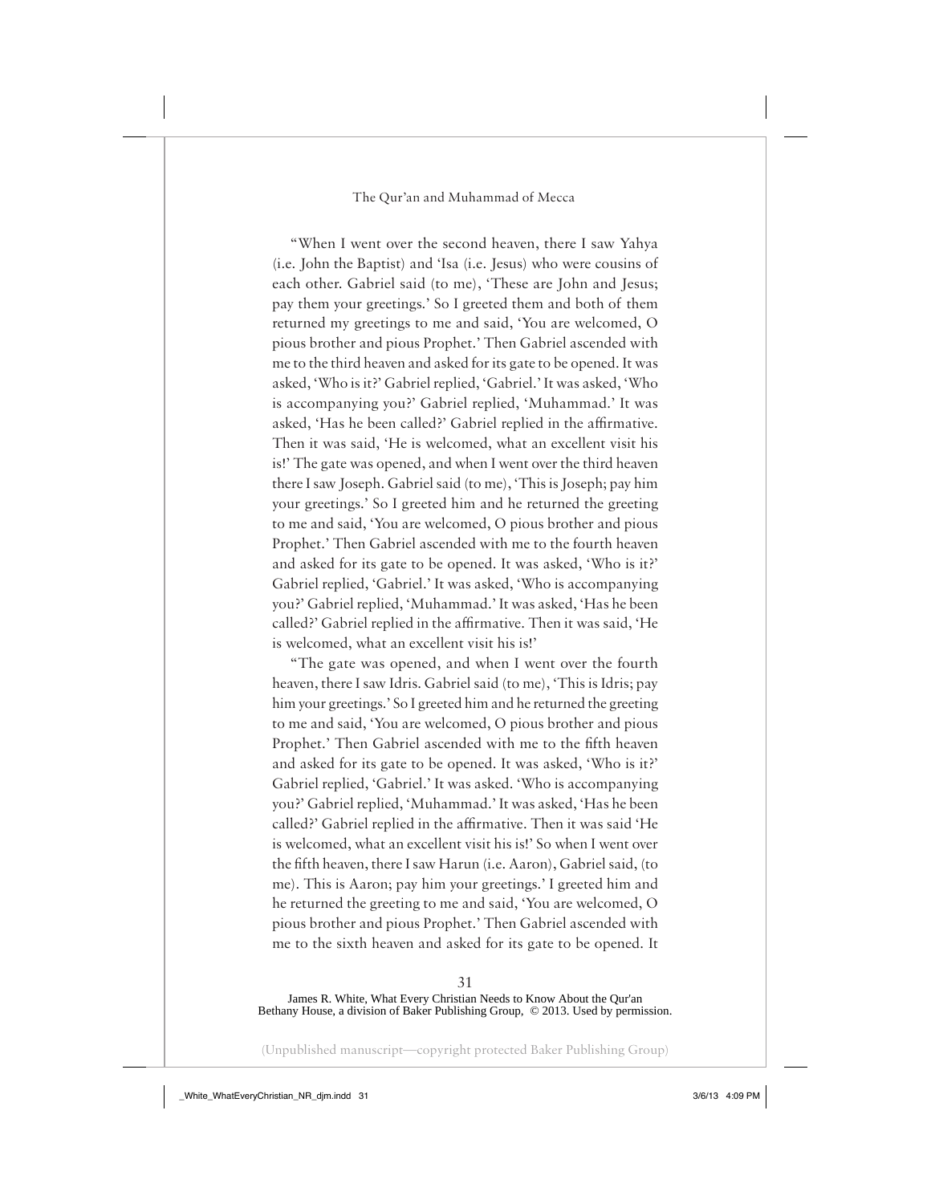"When I went over the second heaven, there I saw Yahya (i.e. John the Baptist) and 'Isa (i.e. Jesus) who were cousins of each other. Gabriel said (to me), 'These are John and Jesus; pay them your greetings.' So I greeted them and both of them returned my greetings to me and said, 'You are welcomed, O pious brother and pious Prophet.' Then Gabriel ascended with me to the third heaven and asked for its gate to be opened. It was asked, 'Who is it?' Gabriel replied, 'Gabriel.' It was asked, 'Who is accompanying you?' Gabriel replied, 'Muhammad.' It was asked, 'Has he been called?' Gabriel replied in the affirmative. Then it was said, 'He is welcomed, what an excellent visit his is!' The gate was opened, and when I went over the third heaven there I saw Joseph. Gabriel said (to me), 'This is Joseph; pay him your greetings.' So I greeted him and he returned the greeting to me and said, 'You are welcomed, O pious brother and pious Prophet.' Then Gabriel ascended with me to the fourth heaven and asked for its gate to be opened. It was asked, 'Who is it?' Gabriel replied, 'Gabriel.' It was asked, 'Who is accompanying you?' Gabriel replied, 'Muhammad.' It was asked, 'Has he been called?' Gabriel replied in the affirmative. Then it was said, 'He is welcomed, what an excellent visit his is!'

"The gate was opened, and when I went over the fourth heaven, there I saw Idris. Gabriel said (to me), 'This is Idris; pay him your greetings.' So I greeted him and he returned the greeting to me and said, 'You are welcomed, O pious brother and pious Prophet.' Then Gabriel ascended with me to the fifth heaven and asked for its gate to be opened. It was asked, 'Who is it?' Gabriel replied, 'Gabriel.' It was asked. 'Who is accompanying you?' Gabriel replied, 'Muhammad.' It was asked, 'Has he been called?' Gabriel replied in the affirmative. Then it was said 'He is welcomed, what an excellent visit his is!' So when I went over the fifth heaven, there I saw Harun (i.e. Aaron), Gabriel said, (to me). This is Aaron; pay him your greetings.' I greeted him and he returned the greeting to me and said, 'You are welcomed, O pious brother and pious Prophet.' Then Gabriel ascended with me to the sixth heaven and asked for its gate to be opened. It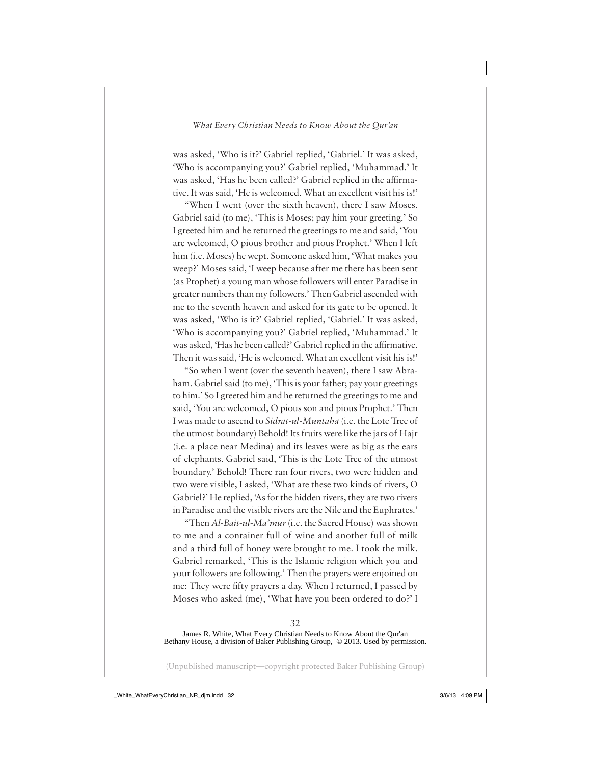was asked, 'Who is it?' Gabriel replied, 'Gabriel.' It was asked, 'Who is accompanying you?' Gabriel replied, 'Muhammad.' It was asked, 'Has he been called?' Gabriel replied in the affirmative. It was said, 'He is welcomed. What an excellent visit his is!'

"When I went (over the sixth heaven), there I saw Moses. Gabriel said (to me), 'This is Moses; pay him your greeting.' So I greeted him and he returned the greetings to me and said, 'You are welcomed, O pious brother and pious Prophet.' When I left him (i.e. Moses) he wept. Someone asked him, 'What makes you weep?' Moses said, 'I weep because after me there has been sent (as Prophet) a young man whose followers will enter Paradise in greater numbers than my followers.' Then Gabriel ascended with me to the seventh heaven and asked for its gate to be opened. It was asked, 'Who is it?' Gabriel replied, 'Gabriel.' It was asked, 'Who is accompanying you?' Gabriel replied, 'Muhammad.' It was asked, 'Has he been called?' Gabriel replied in the affirmative. Then it was said, 'He is welcomed. What an excellent visit his is!'

"So when I went (over the seventh heaven), there I saw Abraham. Gabriel said (to me), 'This is your father; pay your greetings to him.' So I greeted him and he returned the greetings to me and said, 'You are welcomed, O pious son and pious Prophet.' Then I was made to ascend to *Sidrat-ul-Muntaha* (i.e. the Lote Tree of the utmost boundary) Behold! Its fruits were like the jars of Hajr (i.e. a place near Medina) and its leaves were as big as the ears of elephants. Gabriel said, 'This is the Lote Tree of the utmost boundary.' Behold! There ran four rivers, two were hidden and two were visible, I asked, 'What are these two kinds of rivers, O Gabriel?' He replied, 'As for the hidden rivers, they are two rivers in Paradise and the visible rivers are the Nile and the Euphrates.'

"Then *Al-Bait-ul-Ma'mur* (i.e. the Sacred House) was shown to me and a container full of wine and another full of milk and a third full of honey were brought to me. I took the milk. Gabriel remarked, 'This is the Islamic religion which you and your followers are following.' Then the prayers were enjoined on me: They were fifty prayers a day. When I returned, I passed by Moses who asked (me), 'What have you been ordered to do?' I

James R. White, What Every Christian Needs to Know About the Qur'an
Bethany House, a division of Baker Publishing Group, © 2013. Used by permission.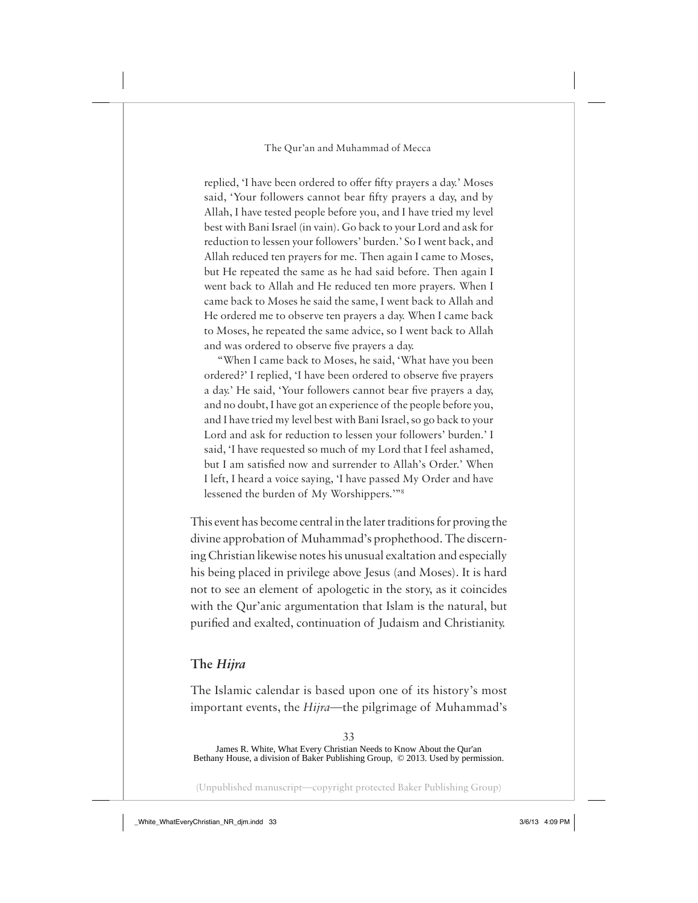replied, 'I have been ordered to offer fifty prayers a day.' Moses said, 'Your followers cannot bear fifty prayers a day, and by Allah, I have tested people before you, and I have tried my level best with Bani Israel (in vain). Go back to your Lord and ask for reduction to lessen your followers' burden.' So I went back, and Allah reduced ten prayers for me. Then again I came to Moses, but He repeated the same as he had said before. Then again I went back to Allah and He reduced ten more prayers. When I came back to Moses he said the same, I went back to Allah and He ordered me to observe ten prayers a day. When I came back to Moses, he repeated the same advice, so I went back to Allah and was ordered to observe five prayers a day.

"When I came back to Moses, he said, 'What have you been ordered?' I replied, 'I have been ordered to observe five prayers a day.' He said, 'Your followers cannot bear five prayers a day, and no doubt, I have got an experience of the people before you, and I have tried my level best with Bani Israel, so go back to your Lord and ask for reduction to lessen your followers' burden.' I said, 'I have requested so much of my Lord that I feel ashamed, but I am satisfied now and surrender to Allah's Order.' When I left, I heard a voice saying, 'I have passed My Order and have lessened the burden of My Worshippers.'"[8]

This event has become central in the later traditions for proving the divine approbation of Muhammad's prophethood. The discerning Christian likewise notes his unusual exaltation and especially his being placed in privilege above Jesus (and Moses). It is hard not to see an element of apologetic in the story, as it coincides with the Qur'anic argumentation that Islam is the natural, but purified and exalted, continuation of Judaism and Christianity.

## The *Hijra*

The Islamic calendar is based upon one of its history's most important events, the *Hijra*—the pilgrimage of Muhammad's

James R. White, What Every Christian Needs to Know About the Qur'an
Bethany House, a division of Baker Publishing Group, © 2013. Used by permission.

(Unpublished manuscript—copyright protected Baker Publishing Group)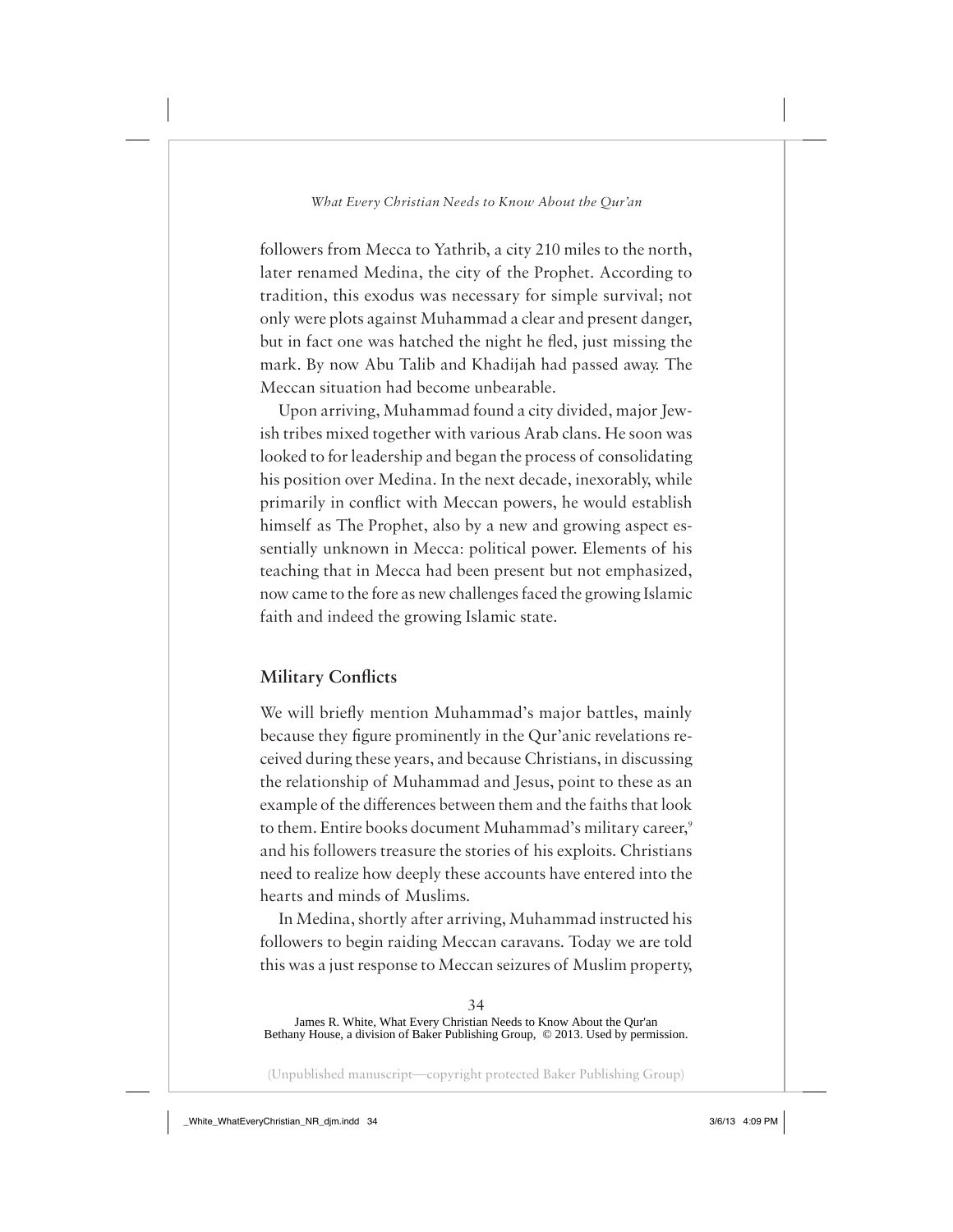followers from Mecca to Yathrib, a city 210 miles to the north, later renamed Medina, the city of the Prophet. According to tradition, this exodus was necessary for simple survival; not only were plots against Muhammad a clear and present danger, but in fact one was hatched the night he fled, just missing the mark. By now Abu Talib and Khadijah had passed away. The Meccan situation had become unbearable.

Upon arriving, Muhammad found a city divided, major Jewish tribes mixed together with various Arab clans. He soon was looked to for leadership and began the process of consolidating his position over Medina. In the next decade, inexorably, while primarily in conflict with Meccan powers, he would establish himself as The Prophet, also by a new and growing aspect essentially unknown in Mecca: political power. Elements of his teaching that in Mecca had been present but not emphasized, now came to the fore as new challenges faced the growing Islamic faith and indeed the growing Islamic state.

## Military Conflicts

We will briefly mention Muhammad's major battles, mainly because they figure prominently in the Qur'anic revelations received during these years, and because Christians, in discussing the relationship of Muhammad and Jesus, point to these as an example of the differences between them and the faiths that look to them. Entire books document Muhammad's military career,[9] and his followers treasure the stories of his exploits. Christians need to realize how deeply these accounts have entered into the hearts and minds of Muslims.

In Medina, shortly after arriving, Muhammad instructed his followers to begin raiding Meccan caravans. Today we are told this was a just response to Meccan seizures of Muslim property,

James R. White, What Every Christian Needs to Know About the Qur'an
Bethany House, a division of Baker Publishing Group, © 2013. Used by permission.

(Unpublished manuscript—copyright protected Baker Publishing Group)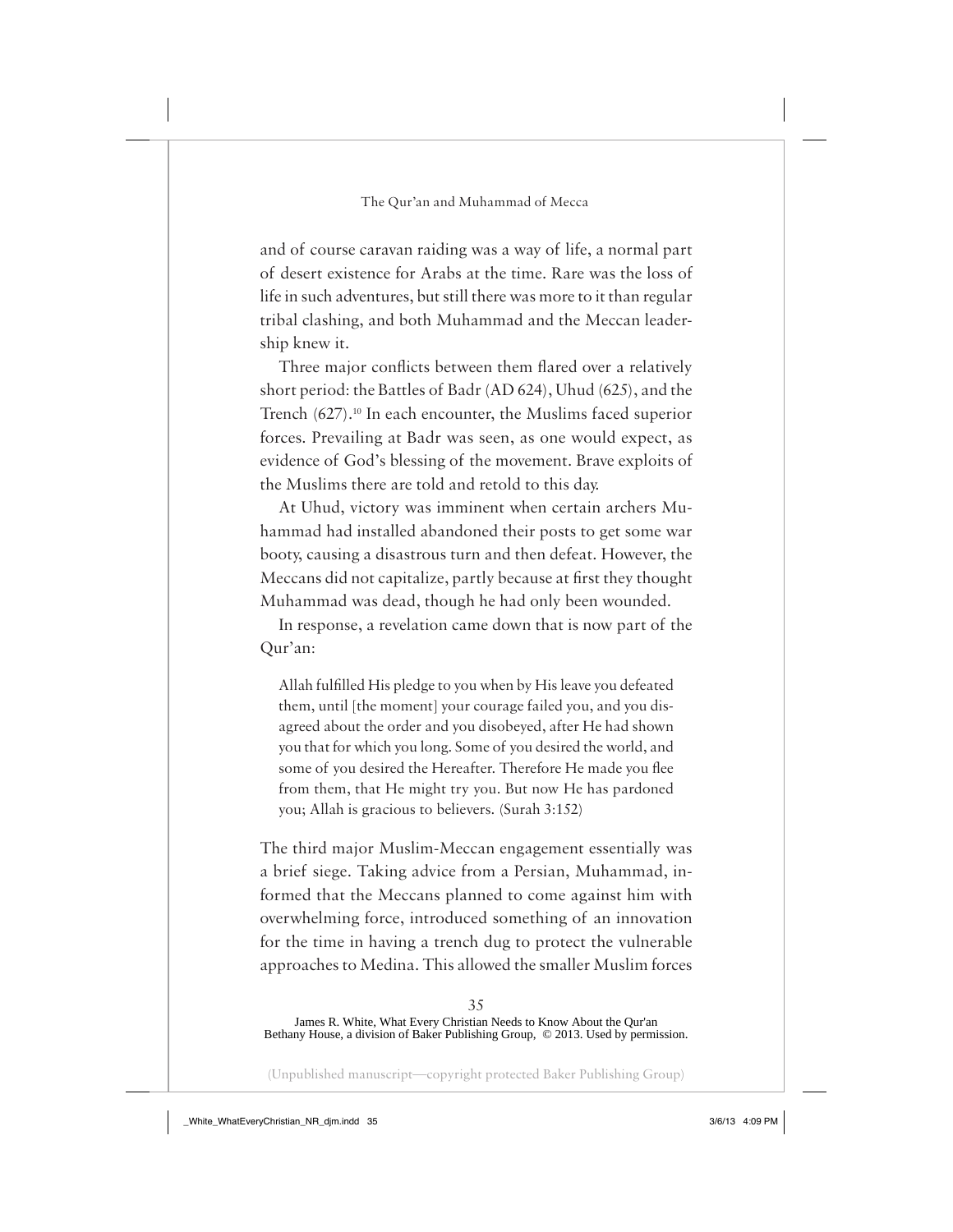and of course caravan raiding was a way of life, a normal part of desert existence for Arabs at the time. Rare was the loss of life in such adventures, but still there was more to it than regular tribal clashing, and both Muhammad and the Meccan leadership knew it.

Three major conflicts between them flared over a relatively short period: the Battles of Badr (AD 624), Uhud (625), and the Trench (627).[10] In each encounter, the Muslims faced superior forces. Prevailing at Badr was seen, as one would expect, as evidence of God's blessing of the movement. Brave exploits of the Muslims there are told and retold to this day.

At Uhud, victory was imminent when certain archers Muhammad had installed abandoned their posts to get some war booty, causing a disastrous turn and then defeat. However, the Meccans did not capitalize, partly because at first they thought Muhammad was dead, though he had only been wounded.

In response, a revelation came down that is now part of the Qur'an:

> Allah fulfilled His pledge to you when by His leave you defeated them, until [the moment] your courage failed you, and you disagreed about the order and you disobeyed, after He had shown you that for which you long. Some of you desired the world, and some of you desired the Hereafter. Therefore He made you flee from them, that He might try you. But now He has pardoned you; Allah is gracious to believers. (Surah 3:152)

The third major Muslim-Meccan engagement essentially was a brief siege. Taking advice from a Persian, Muhammad, informed that the Meccans planned to come against him with overwhelming force, introduced something of an innovation for the time in having a trench dug to protect the vulnerable approaches to Medina. This allowed the smaller Muslim forces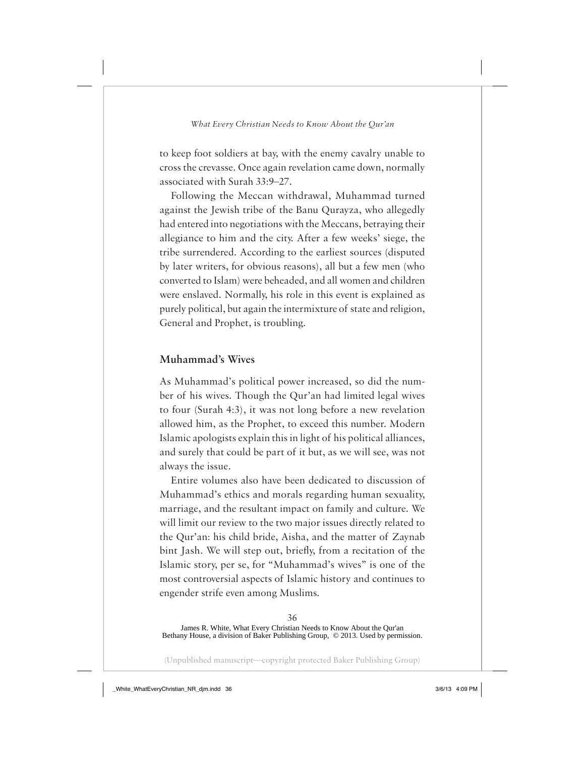to keep foot soldiers at bay, with the enemy cavalry unable to cross the crevasse. Once again revelation came down, normally associated with Surah 33:9–27.

Following the Meccan withdrawal, Muhammad turned against the Jewish tribe of the Banu Qurayza, who allegedly had entered into negotiations with the Meccans, betraying their allegiance to him and the city. After a few weeks' siege, the tribe surrendered. According to the earliest sources (disputed by later writers, for obvious reasons), all but a few men (who converted to Islam) were beheaded, and all women and children were enslaved. Normally, his role in this event is explained as purely political, but again the intermixture of state and religion, General and Prophet, is troubling.

## Muhammad's Wives

As Muhammad's political power increased, so did the number of his wives. Though the Qur'an had limited legal wives to four (Surah 4:3), it was not long before a new revelation allowed him, as the Prophet, to exceed this number. Modern Islamic apologists explain this in light of his political alliances, and surely that could be part of it but, as we will see, was not always the issue.

Entire volumes also have been dedicated to discussion of Muhammad's ethics and morals regarding human sexuality, marriage, and the resultant impact on family and culture. We will limit our review to the two major issues directly related to the Qur'an: his child bride, Aisha, and the matter of Zaynab bint Jash. We will step out, briefly, from a recitation of the Islamic story, per se, for "Muhammad's wives" is one of the most controversial aspects of Islamic history and continues to engender strife even among Muslims.

James R. White, What Every Christian Needs to Know About the Qur'an
Bethany House, a division of Baker Publishing Group, © 2013. Used by permission.

(Unpublished manuscript—copyright protected Baker Publishing Group)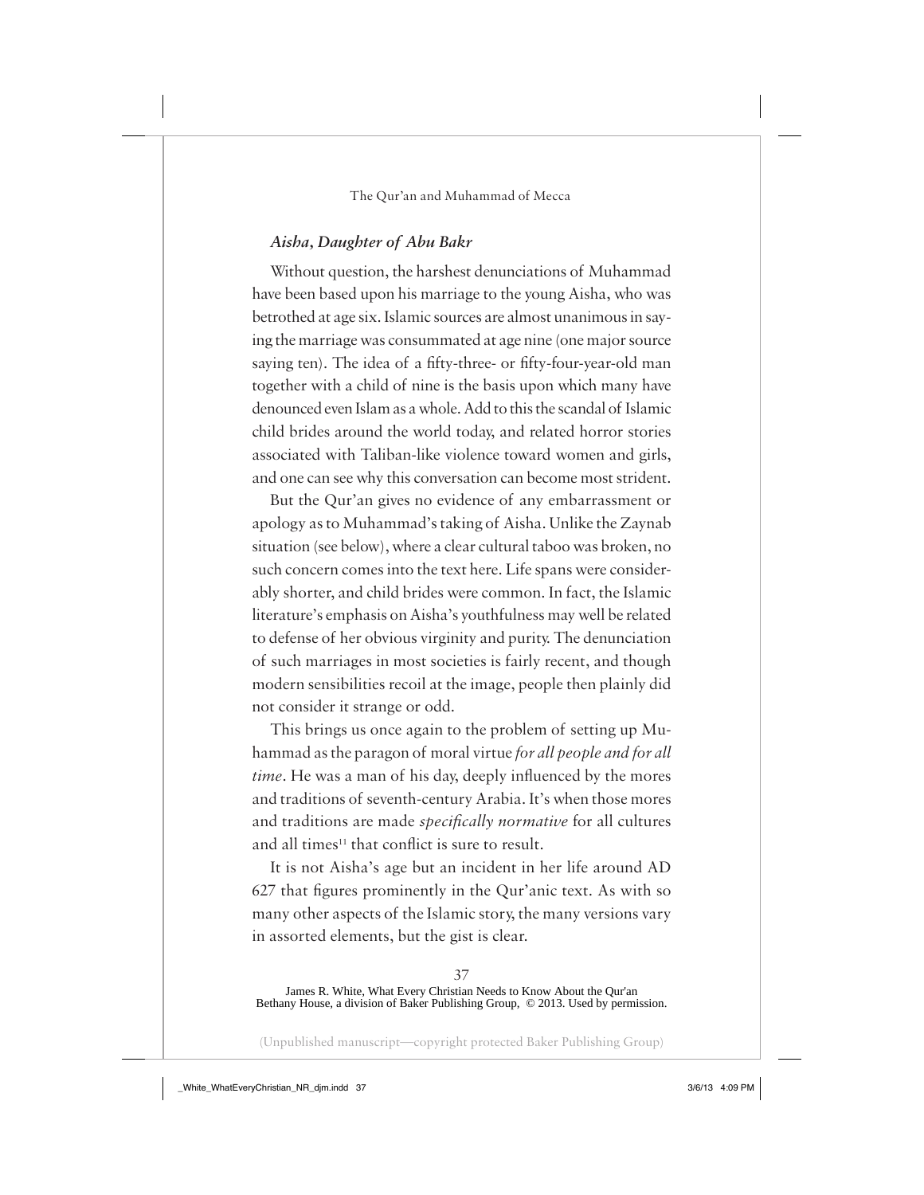### *Aisha, Daughter of Abu Bakr*

Without question, the harshest denunciations of Muhammad have been based upon his marriage to the young Aisha, who was betrothed at age six. Islamic sources are almost unanimous in saying the marriage was consummated at age nine (one major source saying ten). The idea of a fifty-three- or fifty-four-year-old man together with a child of nine is the basis upon which many have denounced even Islam as a whole. Add to this the scandal of Islamic child brides around the world today, and related horror stories associated with Taliban-like violence toward women and girls, and one can see why this conversation can become most strident.

But the Qur'an gives no evidence of any embarrassment or apology as to Muhammad's taking of Aisha. Unlike the Zaynab situation (see below), where a clear cultural taboo was broken, no such concern comes into the text here. Life spans were considerably shorter, and child brides were common. In fact, the Islamic literature's emphasis on Aisha's youthfulness may well be related to defense of her obvious virginity and purity. The denunciation of such marriages in most societies is fairly recent, and though modern sensibilities recoil at the image, people then plainly did not consider it strange or odd.

This brings us once again to the problem of setting up Muhammad as the paragon of moral virtue *for all people and for all time*. He was a man of his day, deeply influenced by the mores and traditions of seventh-century Arabia. It's when those mores and traditions are made *specifically normative* for all cultures and all times[11] that conflict is sure to result.

It is not Aisha's age but an incident in her life around AD 627 that figures prominently in the Qur'anic text. As with so many other aspects of the Islamic story, the many versions vary in assorted elements, but the gist is clear.

James R. White, What Every Christian Needs to Know About the Qur'an
Bethany House, a division of Baker Publishing Group, © 2013. Used by permission.

(Unpublished manuscript—copyright protected Baker Publishing Group)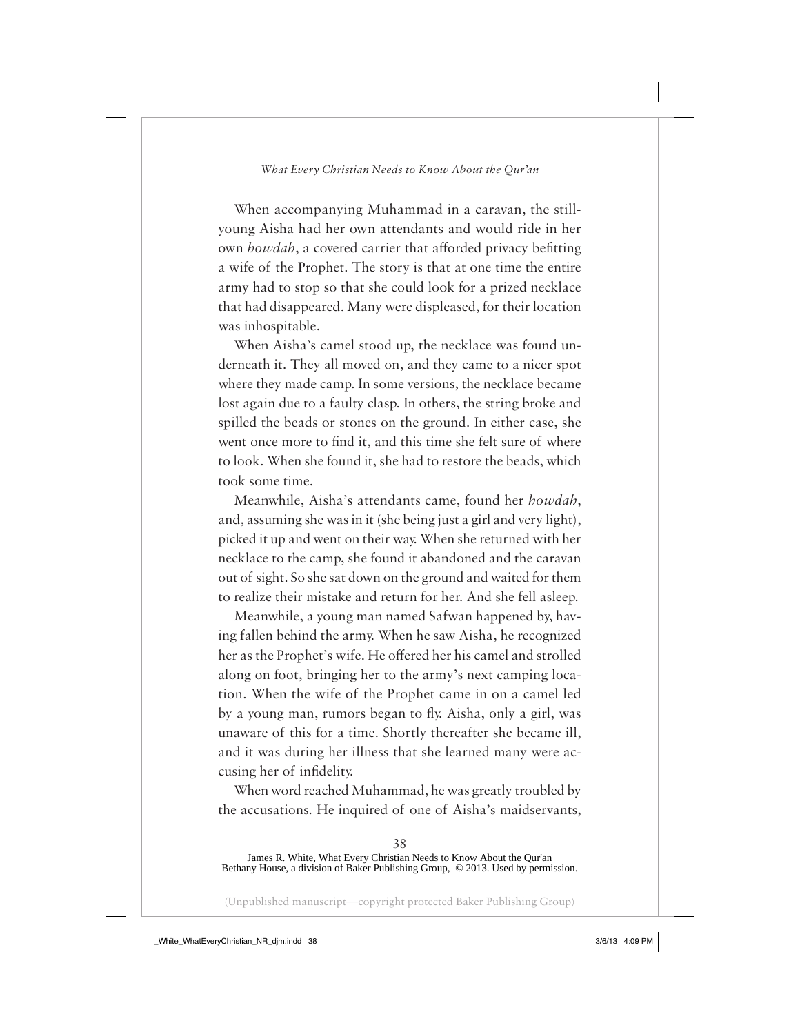When accompanying Muhammad in a caravan, the still-young Aisha had her own attendants and would ride in her own *howdah*, a covered carrier that afforded privacy befitting a wife of the Prophet. The story is that at one time the entire army had to stop so that she could look for a prized necklace that had disappeared. Many were displeased, for their location was inhospitable.

When Aisha's camel stood up, the necklace was found underneath it. They all moved on, and they came to a nicer spot where they made camp. In some versions, the necklace became lost again due to a faulty clasp. In others, the string broke and spilled the beads or stones on the ground. In either case, she went once more to find it, and this time she felt sure of where to look. When she found it, she had to restore the beads, which took some time.

Meanwhile, Aisha's attendants came, found her *howdah*, and, assuming she was in it (she being just a girl and very light), picked it up and went on their way. When she returned with her necklace to the camp, she found it abandoned and the caravan out of sight. So she sat down on the ground and waited for them to realize their mistake and return for her. And she fell asleep.

Meanwhile, a young man named Safwan happened by, having fallen behind the army. When he saw Aisha, he recognized her as the Prophet's wife. He offered her his camel and strolled along on foot, bringing her to the army's next camping location. When the wife of the Prophet came in on a camel led by a young man, rumors began to fly. Aisha, only a girl, was unaware of this for a time. Shortly thereafter she became ill, and it was during her illness that she learned many were accusing her of infidelity.

When word reached Muhammad, he was greatly troubled by the accusations. He inquired of one of Aisha's maidservants,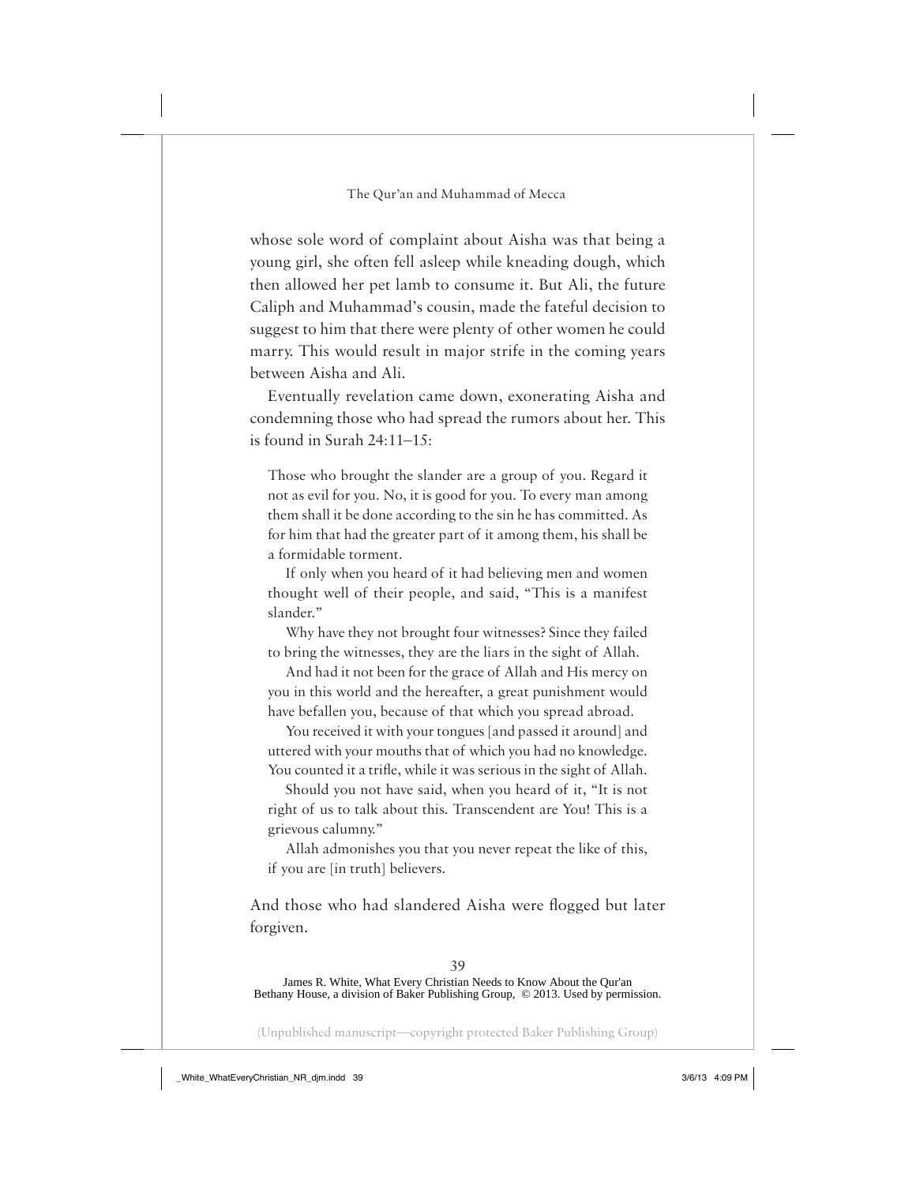whose sole word of complaint about Aisha was that being a young girl, she often fell asleep while kneading dough, which then allowed her pet lamb to consume it. But Ali, the future Caliph and Muhammad's cousin, made the fateful decision to suggest to him that there were plenty of other women he could marry. This would result in major strife in the coming years between Aisha and Ali.

Eventually revelation came down, exonerating Aisha and condemning those who had spread the rumors about her. This is found in Surah 24:11–15:

> Those who brought the slander are a group of you. Regard it not as evil for you. No, it is good for you. To every man among them shall it be done according to the sin he has committed. As for him that had the greater part of it among them, his shall be a formidable torment.
>
> If only when you heard of it had believing men and women thought well of their people, and said, "This is a manifest slander."
>
> Why have they not brought four witnesses? Since they failed to bring the witnesses, they are the liars in the sight of Allah.
>
> And had it not been for the grace of Allah and His mercy on you in this world and the hereafter, a great punishment would have befallen you, because of that which you spread abroad.
>
> You received it with your tongues [and passed it around] and uttered with your mouths that of which you had no knowledge. You counted it a trifle, while it was serious in the sight of Allah.
>
> Should you not have said, when you heard of it, "It is not right of us to talk about this. Transcendent are You! This is a grievous calumny."
>
> Allah admonishes you that you never repeat the like of this, if you are [in truth] believers.

And those who had slandered Aisha were flogged but later forgiven.

James R. White, What Every Christian Needs to Know About the Qur'an
Bethany House, a division of Baker Publishing Group, © 2013. Used by permission.

(Unpublished manuscript—copyright protected Baker Publishing Group)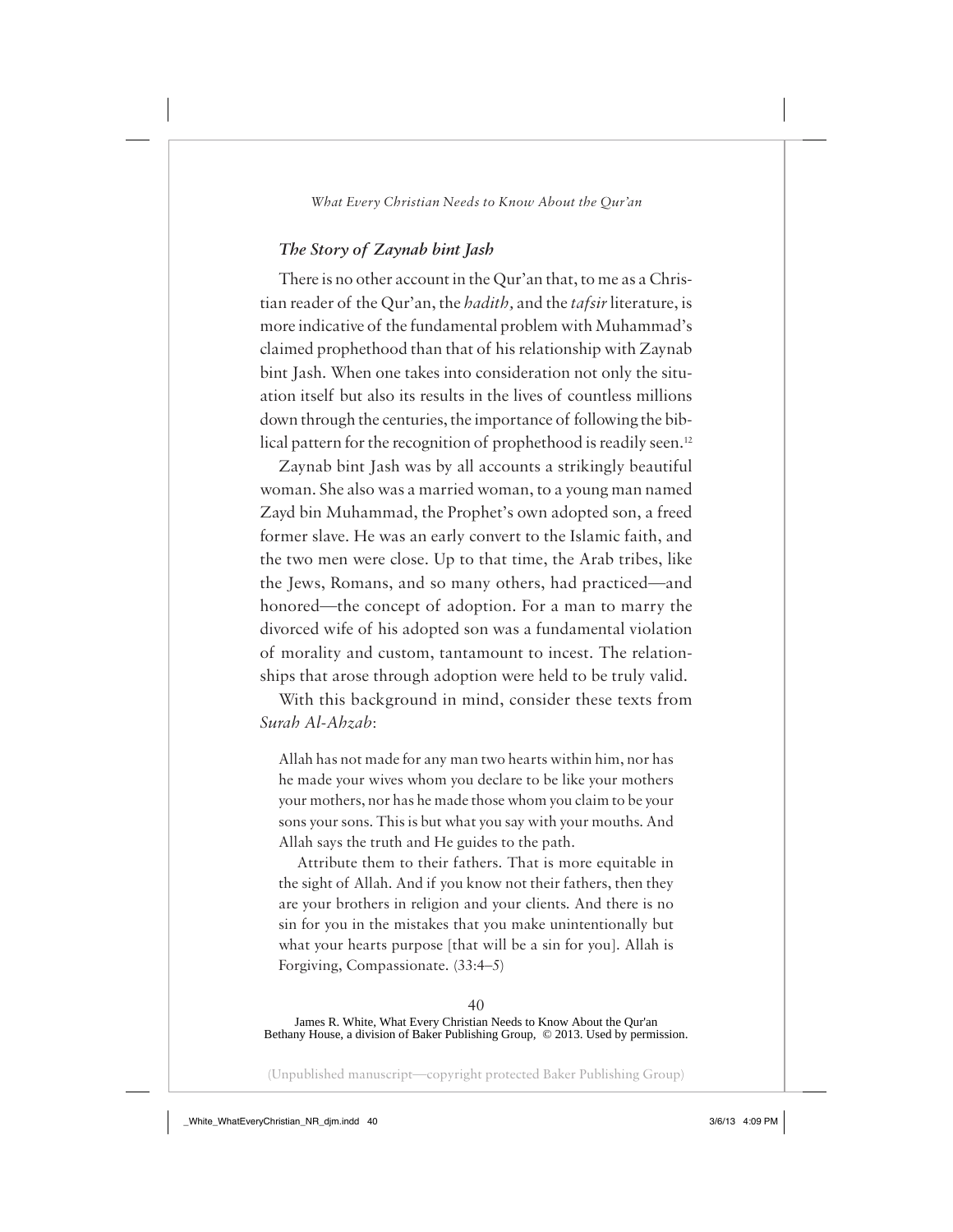### *The Story of Zaynab bint Jash*

There is no other account in the Qur'an that, to me as a Christian reader of the Qur'an, the *hadith*, and the *tafsir* literature, is more indicative of the fundamental problem with Muhammad's claimed prophethood than that of his relationship with Zaynab bint Jash. When one takes into consideration not only the situation itself but also its results in the lives of countless millions down through the centuries, the importance of following the biblical pattern for the recognition of prophethood is readily seen.[12]

Zaynab bint Jash was by all accounts a strikingly beautiful woman. She also was a married woman, to a young man named Zayd bin Muhammad, the Prophet's own adopted son, a freed former slave. He was an early convert to the Islamic faith, and the two men were close. Up to that time, the Arab tribes, like the Jews, Romans, and so many others, had practiced—and honored—the concept of adoption. For a man to marry the divorced wife of his adopted son was a fundamental violation of morality and custom, tantamount to incest. The relationships that arose through adoption were held to be truly valid.

With this background in mind, consider these texts from *Surah Al-Ahzab*:

> Allah has not made for any man two hearts within him, nor has he made your wives whom you declare to be like your mothers your mothers, nor has he made those whom you claim to be your sons your sons. This is but what you say with your mouths. And Allah says the truth and He guides to the path.
>
> Attribute them to their fathers. That is more equitable in the sight of Allah. And if you know not their fathers, then they are your brothers in religion and your clients. And there is no sin for you in the mistakes that you make unintentionally but what your hearts purpose [that will be a sin for you]. Allah is Forgiving, Compassionate. (33:4–5)

James R. White, What Every Christian Needs to Know About the Qur'an
Bethany House, a division of Baker Publishing Group, © 2013. Used by permission.

(Unpublished manuscript—copyright protected Baker Publishing Group)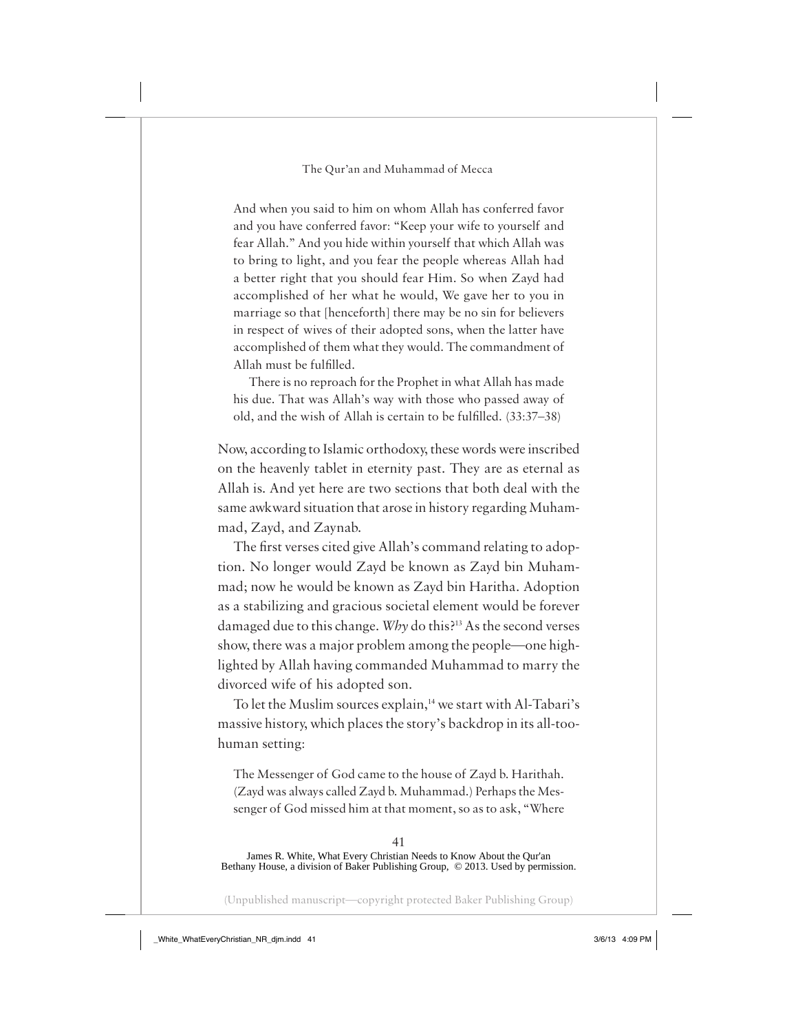> And when you said to him on whom Allah has conferred favor and you have conferred favor: "Keep your wife to yourself and fear Allah." And you hide within yourself that which Allah was to bring to light, and you fear the people whereas Allah had a better right that you should fear Him. So when Zayd had accomplished of her what he would, We gave her to you in marriage so that [henceforth] there may be no sin for believers in respect of wives of their adopted sons, when the latter have accomplished of them what they would. The commandment of Allah must be fulfilled.
>
> There is no reproach for the Prophet in what Allah has made his due. That was Allah's way with those who passed away of old, and the wish of Allah is certain to be fulfilled. (33:37–38)

Now, according to Islamic orthodoxy, these words were inscribed on the heavenly tablet in eternity past. They are as eternal as Allah is. And yet here are two sections that both deal with the same awkward situation that arose in history regarding Muhammad, Zayd, and Zaynab.

The first verses cited give Allah's command relating to adoption. No longer would Zayd be known as Zayd bin Muhammad; now he would be known as Zayd bin Haritha. Adoption as a stabilizing and gracious societal element would be forever damaged due to this change. *Why* do this?[13] As the second verses show, there was a major problem among the people—one highlighted by Allah having commanded Muhammad to marry the divorced wife of his adopted son.

To let the Muslim sources explain,[14] we start with Al-Tabari's massive history, which places the story's backdrop in its all-too-human setting:

> The Messenger of God came to the house of Zayd b. Harithah. (Zayd was always called Zayd b. Muhammad.) Perhaps the Messenger of God missed him at that moment, so as to ask, "Where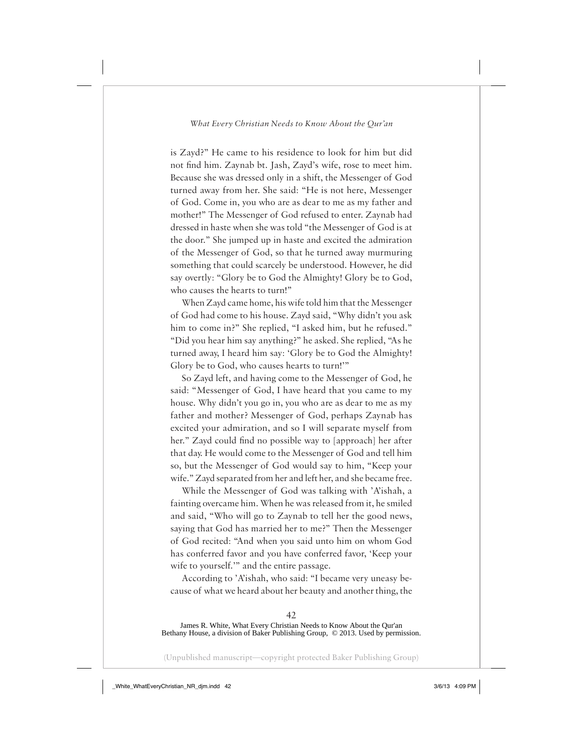is Zayd?" He came to his residence to look for him but did not find him. Zaynab bt. Jash, Zayd's wife, rose to meet him. Because she was dressed only in a shift, the Messenger of God turned away from her. She said: "He is not here, Messenger of God. Come in, you who are as dear to me as my father and mother!" The Messenger of God refused to enter. Zaynab had dressed in haste when she was told "the Messenger of God is at the door." She jumped up in haste and excited the admiration of the Messenger of God, so that he turned away murmuring something that could scarcely be understood. However, he did say overtly: "Glory be to God the Almighty! Glory be to God, who causes the hearts to turn!"

When Zayd came home, his wife told him that the Messenger of God had come to his house. Zayd said, "Why didn't you ask him to come in?" She replied, "I asked him, but he refused." "Did you hear him say anything?" he asked. She replied, "As he turned away, I heard him say: 'Glory be to God the Almighty! Glory be to God, who causes hearts to turn!'"

So Zayd left, and having come to the Messenger of God, he said: "Messenger of God, I have heard that you came to my house. Why didn't you go in, you who are as dear to me as my father and mother? Messenger of God, perhaps Zaynab has excited your admiration, and so I will separate myself from her." Zayd could find no possible way to [approach] her after that day. He would come to the Messenger of God and tell him so, but the Messenger of God would say to him, "Keep your wife." Zayd separated from her and left her, and she became free.

While the Messenger of God was talking with 'A'ishah, a fainting overcame him. When he was released from it, he smiled and said, "Who will go to Zaynab to tell her the good news, saying that God has married her to me?" Then the Messenger of God recited: "And when you said unto him on whom God has conferred favor and you have conferred favor, 'Keep your wife to yourself.'" and the entire passage.

According to 'A'ishah, who said: "I became very uneasy because of what we heard about her beauty and another thing, the

James R. White, What Every Christian Needs to Know About the Qur'an
Bethany House, a division of Baker Publishing Group, © 2013. Used by permission.

(Unpublished manuscript—copyright protected Baker Publishing Group)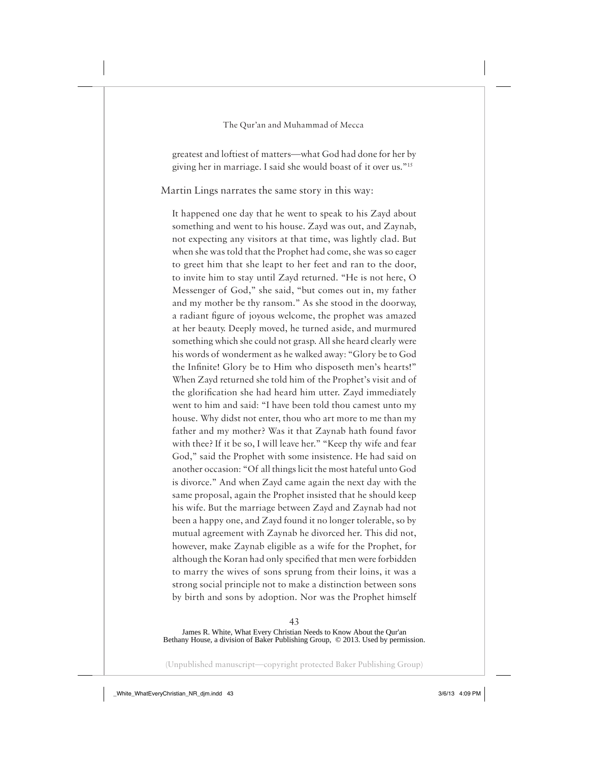greatest and loftiest of matters—what God had done for her by giving her in marriage. I said she would boast of it over us."[15]

Martin Lings narrates the same story in this way:

> It happened one day that he went to speak to his Zayd about something and went to his house. Zayd was out, and Zaynab, not expecting any visitors at that time, was lightly clad. But when she was told that the Prophet had come, she was so eager to greet him that she leapt to her feet and ran to the door, to invite him to stay until Zayd returned. "He is not here, O Messenger of God," she said, "but comes out in, my father and my mother be thy ransom." As she stood in the doorway, a radiant figure of joyous welcome, the prophet was amazed at her beauty. Deeply moved, he turned aside, and murmured something which she could not grasp. All she heard clearly were his words of wonderment as he walked away: "Glory be to God the Infinite! Glory be to Him who disposeth men's hearts!" When Zayd returned she told him of the Prophet's visit and of the glorification she had heard him utter. Zayd immediately went to him and said: "I have been told thou camest unto my house. Why didst not enter, thou who art more to me than my father and my mother? Was it that Zaynab hath found favor with thee? If it be so, I will leave her." "Keep thy wife and fear God," said the Prophet with some insistence. He had said on another occasion: "Of all things licit the most hateful unto God is divorce." And when Zayd came again the next day with the same proposal, again the Prophet insisted that he should keep his wife. But the marriage between Zayd and Zaynab had not been a happy one, and Zayd found it no longer tolerable, so by mutual agreement with Zaynab he divorced her. This did not, however, make Zaynab eligible as a wife for the Prophet, for although the Koran had only specified that men were forbidden to marry the wives of sons sprung from their loins, it was a strong social principle not to make a distinction between sons by birth and sons by adoption. Nor was the Prophet himself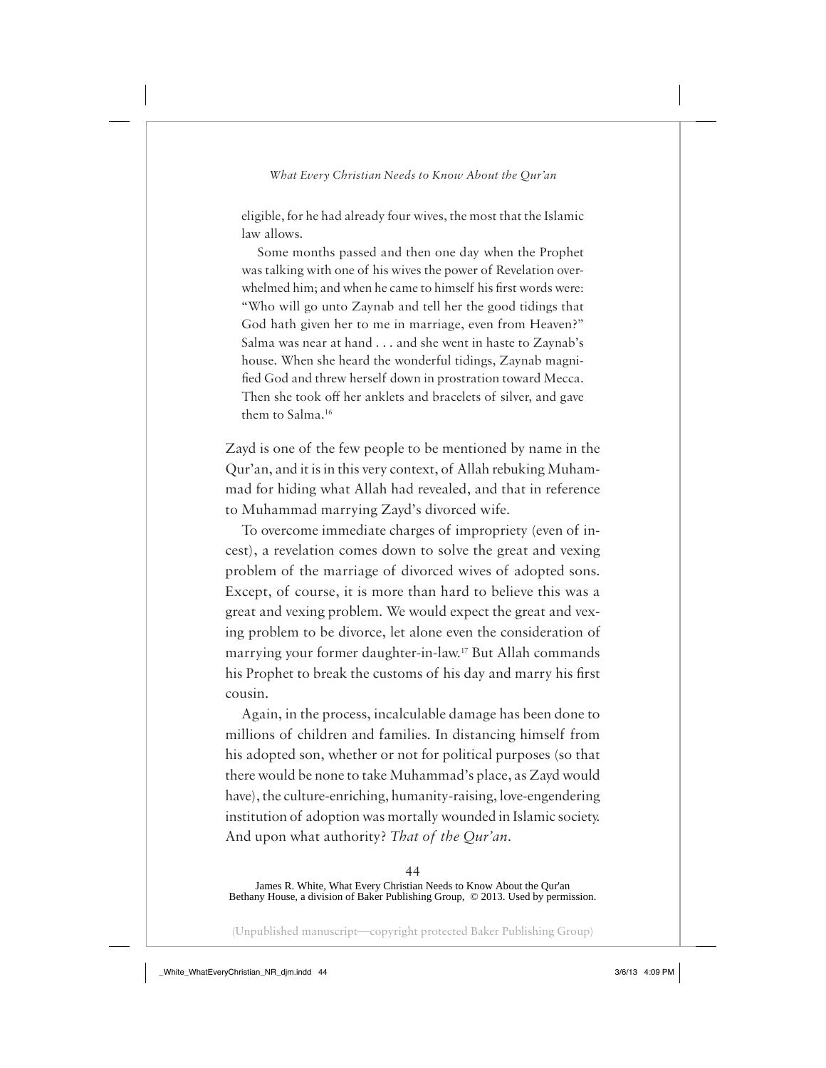> eligible, for he had already four wives, the most that the Islamic law allows.
>
> Some months passed and then one day when the Prophet was talking with one of his wives the power of Revelation overwhelmed him; and when he came to himself his first words were: "Who will go unto Zaynab and tell her the good tidings that God hath given her to me in marriage, even from Heaven?" Salma was near at hand . . . and she went in haste to Zaynab's house. When she heard the wonderful tidings, Zaynab magnified God and threw herself down in prostration toward Mecca. Then she took off her anklets and bracelets of silver, and gave them to Salma.[16]

Zayd is one of the few people to be mentioned by name in the Qur'an, and it is in this very context, of Allah rebuking Muhammad for hiding what Allah had revealed, and that in reference to Muhammad marrying Zayd's divorced wife.

To overcome immediate charges of impropriety (even of incest), a revelation comes down to solve the great and vexing problem of the marriage of divorced wives of adopted sons. Except, of course, it is more than hard to believe this was a great and vexing problem. We would expect the great and vexing problem to be divorce, let alone even the consideration of marrying your former daughter-in-law.[17] But Allah commands his Prophet to break the customs of his day and marry his first cousin.

Again, in the process, incalculable damage has been done to millions of children and families. In distancing himself from his adopted son, whether or not for political purposes (so that there would be none to take Muhammad's place, as Zayd would have), the culture-enriching, humanity-raising, love-engendering institution of adoption was mortally wounded in Islamic society. And upon what authority? *That of the Qur'an.*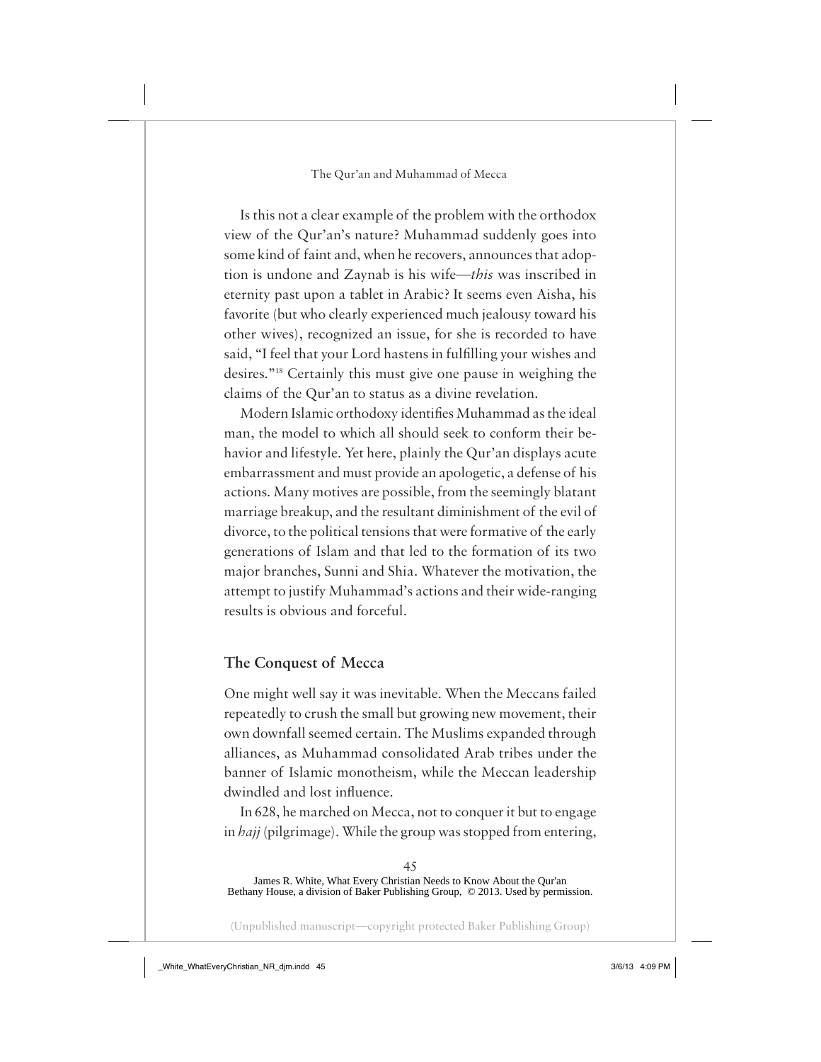Is this not a clear example of the problem with the orthodox view of the Qur'an's nature? Muhammad suddenly goes into some kind of faint and, when he recovers, announces that adoption is undone and Zaynab is his wife—*this* was inscribed in eternity past upon a tablet in Arabic? It seems even Aisha, his favorite (but who clearly experienced much jealousy toward his other wives), recognized an issue, for she is recorded to have said, "I feel that your Lord hastens in fulfilling your wishes and desires."[18] Certainly this must give one pause in weighing the claims of the Qur'an to status as a divine revelation.

Modern Islamic orthodoxy identifies Muhammad as the ideal man, the model to which all should seek to conform their behavior and lifestyle. Yet here, plainly the Qur'an displays acute embarrassment and must provide an apologetic, a defense of his actions. Many motives are possible, from the seemingly blatant marriage breakup, and the resultant diminishment of the evil of divorce, to the political tensions that were formative of the early generations of Islam and that led to the formation of its two major branches, Sunni and Shia. Whatever the motivation, the attempt to justify Muhammad's actions and their wide-ranging results is obvious and forceful.

## The Conquest of Mecca

One might well say it was inevitable. When the Meccans failed repeatedly to crush the small but growing new movement, their own downfall seemed certain. The Muslims expanded through alliances, as Muhammad consolidated Arab tribes under the banner of Islamic monotheism, while the Meccan leadership dwindled and lost influence.

In 628, he marched on Mecca, not to conquer it but to engage in *hajj* (pilgrimage). While the group was stopped from entering,

James R. White, What Every Christian Needs to Know About the Qur'an
Bethany House, a division of Baker Publishing Group, © 2013. Used by permission.

(Unpublished manuscript—copyright protected Baker Publishing Group)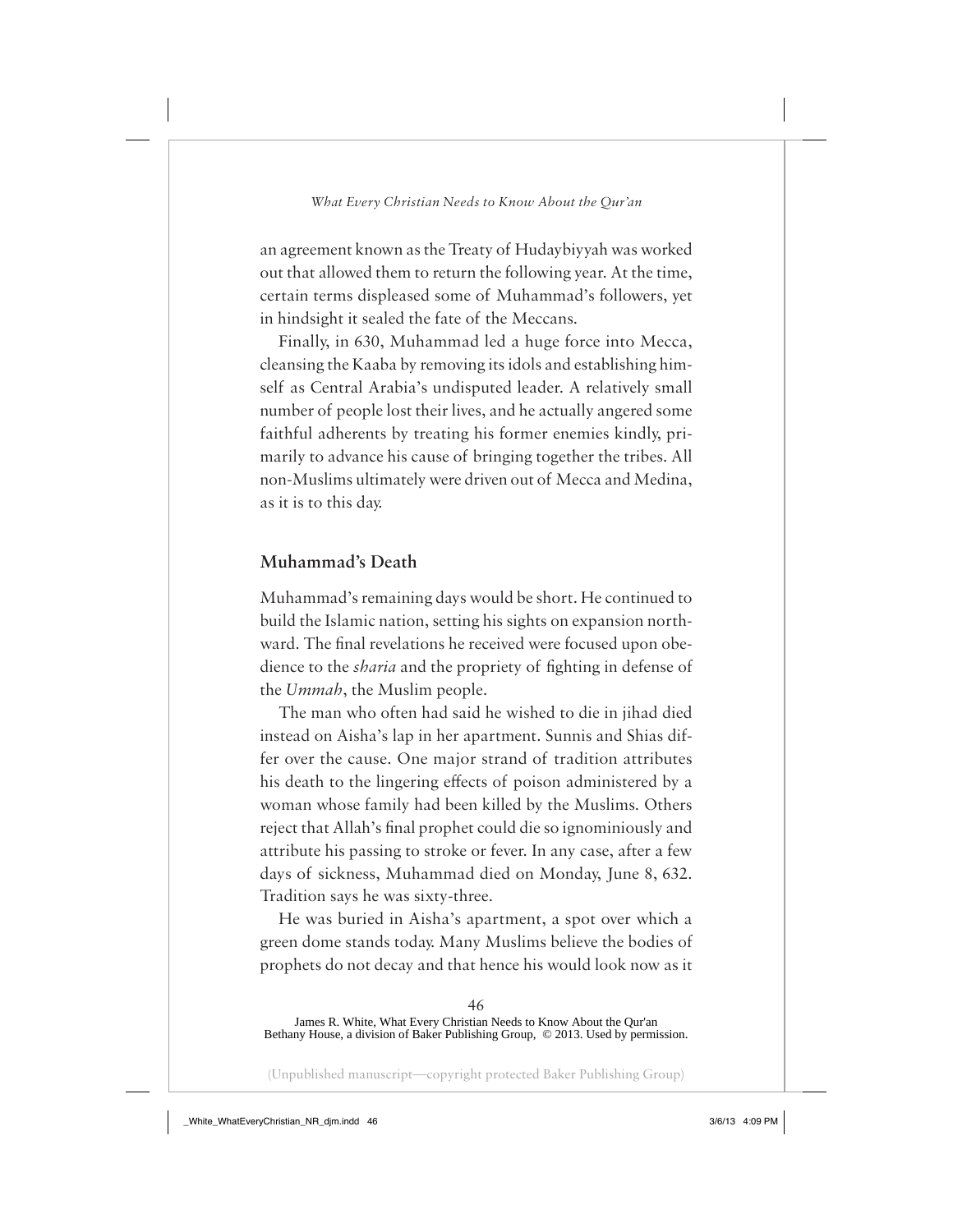an agreement known as the Treaty of Hudaybiyyah was worked out that allowed them to return the following year. At the time, certain terms displeased some of Muhammad's followers, yet in hindsight it sealed the fate of the Meccans.

Finally, in 630, Muhammad led a huge force into Mecca, cleansing the Kaaba by removing its idols and establishing himself as Central Arabia's undisputed leader. A relatively small number of people lost their lives, and he actually angered some faithful adherents by treating his former enemies kindly, primarily to advance his cause of bringing together the tribes. All non-Muslims ultimately were driven out of Mecca and Medina, as it is to this day.

## Muhammad's Death

Muhammad's remaining days would be short. He continued to build the Islamic nation, setting his sights on expansion northward. The final revelations he received were focused upon obedience to the *sharia* and the propriety of fighting in defense of the *Ummah*, the Muslim people.

The man who often had said he wished to die in jihad died instead on Aisha's lap in her apartment. Sunnis and Shias differ over the cause. One major strand of tradition attributes his death to the lingering effects of poison administered by a woman whose family had been killed by the Muslims. Others reject that Allah's final prophet could die so ignominiously and attribute his passing to stroke or fever. In any case, after a few days of sickness, Muhammad died on Monday, June 8, 632. Tradition says he was sixty-three.

He was buried in Aisha's apartment, a spot over which a green dome stands today. Many Muslims believe the bodies of prophets do not decay and that hence his would look now as it

James R. White, What Every Christian Needs to Know About the Qur'an
Bethany House, a division of Baker Publishing Group, © 2013. Used by permission.

(Unpublished manuscript—copyright protected Baker Publishing Group)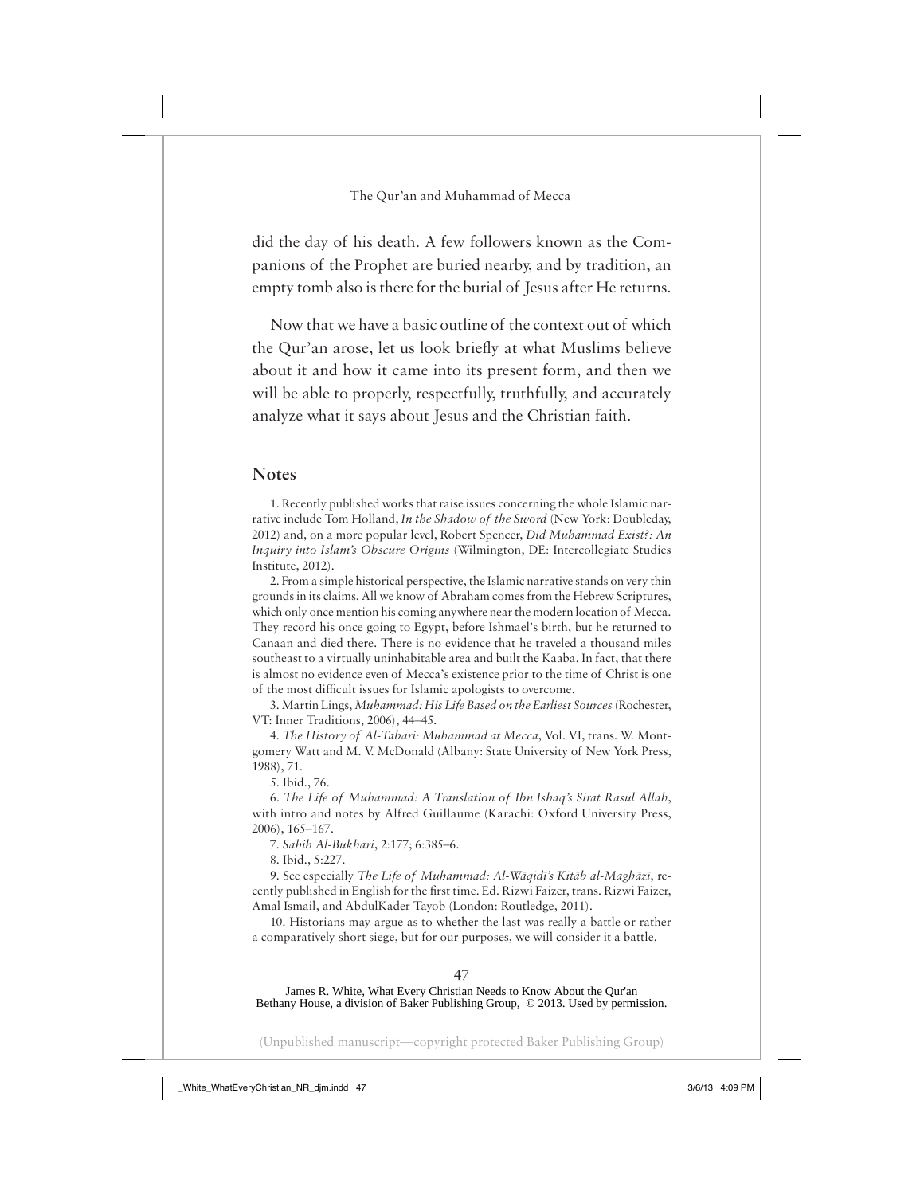did the day of his death. A few followers known as the Companions of the Prophet are buried nearby, and by tradition, an empty tomb also is there for the burial of Jesus after He returns.

Now that we have a basic outline of the context out of which the Qur'an arose, let us look briefly at what Muslims believe about it and how it came into its present form, and then we will be able to properly, respectfully, truthfully, and accurately analyze what it says about Jesus and the Christian faith.

## Notes

1. Recently published works that raise issues concerning the whole Islamic narrative include Tom Holland, *In the Shadow of the Sword* (New York: Doubleday, 2012) and, on a more popular level, Robert Spencer, *Did Muhammad Exist?: An Inquiry into Islam's Obscure Origins* (Wilmington, DE: Intercollegiate Studies Institute, 2012).

2. From a simple historical perspective, the Islamic narrative stands on very thin grounds in its claims. All we know of Abraham comes from the Hebrew Scriptures, which only once mention his coming anywhere near the modern location of Mecca. They record his once going to Egypt, before Ishmael's birth, but he returned to Canaan and died there. There is no evidence that he traveled a thousand miles southeast to a virtually uninhabitable area and built the Kaaba. In fact, that there is almost no evidence even of Mecca's existence prior to the time of Christ is one of the most difficult issues for Islamic apologists to overcome.

3. Martin Lings, *Muhammad: His Life Based on the Earliest Sources* (Rochester, VT: Inner Traditions, 2006), 44–45.

4. *The History of Al-Tabari: Muhammad at Mecca*, Vol. VI, trans. W. Montgomery Watt and M. V. McDonald (Albany: State University of New York Press, 1988), 71.

5. Ibid., 76.

6. *The Life of Muhammad: A Translation of Ibn Ishaq's Sirat Rasul Allah*, with intro and notes by Alfred Guillaume (Karachi: Oxford University Press, 2006), 165–167.

7. *Sahih Al-Bukhari*, 2:177; 6:385–6.

8. Ibid., 5:227.

9. See especially *The Life of Muhammad: Al-Wāqidī's Kitāb al-Maghāzī*, recently published in English for the first time. Ed. Rizwi Faizer, trans. Rizwi Faizer, Amal Ismail, and AbdulKader Tayob (London: Routledge, 2011).

10. Historians may argue as to whether the last was really a battle or rather a comparatively short siege, but for our purposes, we will consider it a battle.

James R. White, What Every Christian Needs to Know About the Qur'an
Bethany House, a division of Baker Publishing Group, © 2013. Used by permission.

(Unpublished manuscript—copyright protected Baker Publishing Group)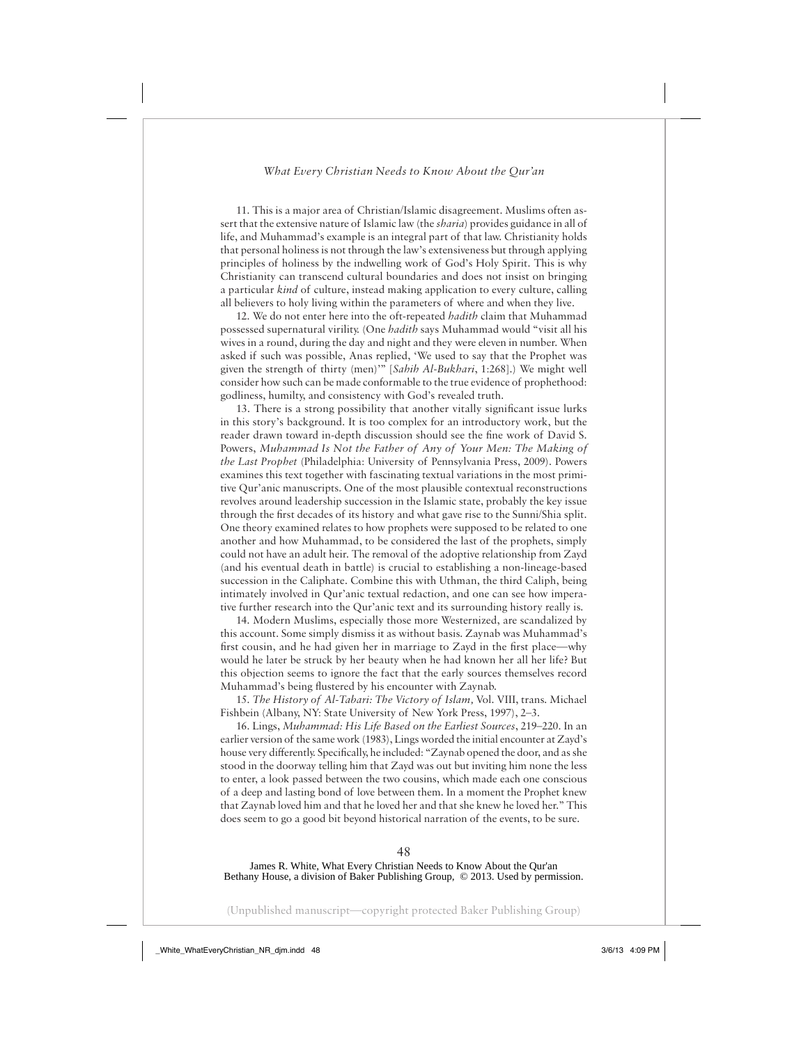11. This is a major area of Christian/Islamic disagreement. Muslims often assert that the extensive nature of Islamic law (the *sharia*) provides guidance in all of life, and Muhammad's example is an integral part of that law. Christianity holds that personal holiness is not through the law's extensiveness but through applying principles of holiness by the indwelling work of God's Holy Spirit. This is why Christianity can transcend cultural boundaries and does not insist on bringing a particular *kind* of culture, instead making application to every culture, calling all believers to holy living within the parameters of where and when they live.

12. We do not enter here into the oft-repeated *hadith* claim that Muhammad possessed supernatural virility. (One *hadith* says Muhammad would "visit all his wives in a round, during the day and night and they were eleven in number. When asked if such was possible, Anas replied, 'We used to say that the Prophet was given the strength of thirty (men)'" [*Sahih Al-Bukhari*, 1:268].) We might well consider how such can be made conformable to the true evidence of prophethood: godliness, humilty, and consistency with God's revealed truth.

13. There is a strong possibility that another vitally significant issue lurks in this story's background. It is too complex for an introductory work, but the reader drawn toward in-depth discussion should see the fine work of David S. Powers, *Muhammad Is Not the Father of Any of Your Men: The Making of the Last Prophet* (Philadelphia: University of Pennsylvania Press, 2009). Powers examines this text together with fascinating textual variations in the most primitive Qur'anic manuscripts. One of the most plausible contextual reconstructions revolves around leadership succession in the Islamic state, probably the key issue through the first decades of its history and what gave rise to the Sunni/Shia split. One theory examined relates to how prophets were supposed to be related to one another and how Muhammad, to be considered the last of the prophets, simply could not have an adult heir. The removal of the adoptive relationship from Zayd (and his eventual death in battle) is crucial to establishing a non-lineage-based succession in the Caliphate. Combine this with Uthman, the third Caliph, being intimately involved in Qur'anic textual redaction, and one can see how imperative further research into the Qur'anic text and its surrounding history really is.

14. Modern Muslims, especially those more Westernized, are scandalized by this account. Some simply dismiss it as without basis. Zaynab was Muhammad's first cousin, and he had given her in marriage to Zayd in the first place—why would he later be struck by her beauty when he had known her all her life? But this objection seems to ignore the fact that the early sources themselves record Muhammad's being flustered by his encounter with Zaynab.

15. *The History of Al-Tabari: The Victory of Islam*, Vol. VIII, trans. Michael Fishbein (Albany, NY: State University of New York Press, 1997), 2–3.

16. Lings, *Muhammad: His Life Based on the Earliest Sources*, 219–220. In an earlier version of the same work (1983), Lings worded the initial encounter at Zayd's house very differently. Specifically, he included: "Zaynab opened the door, and as she stood in the doorway telling him that Zayd was out but inviting him none the less to enter, a look passed between the two cousins, which made each one conscious of a deep and lasting bond of love between them. In a moment the Prophet knew that Zaynab loved him and that he loved her and that she knew he loved her." This does seem to go a good bit beyond historical narration of the events, to be sure.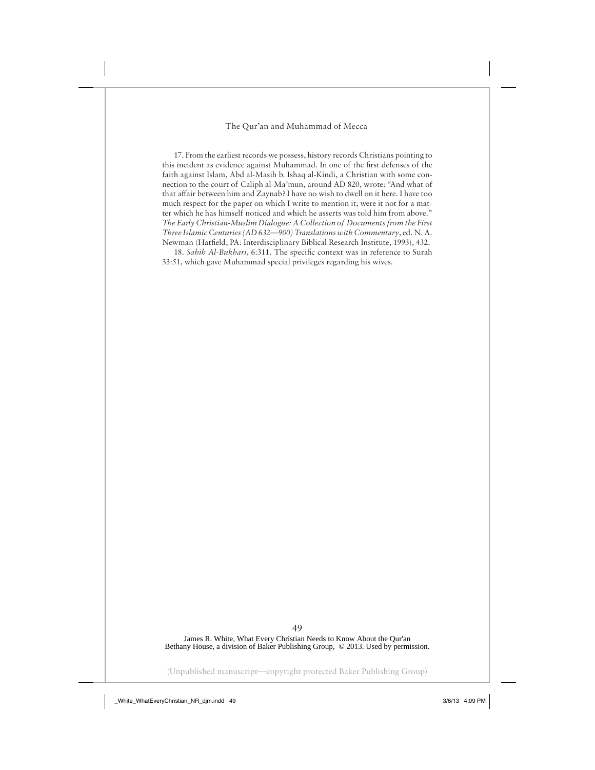17. From the earliest records we possess, history records Christians pointing to this incident as evidence against Muhammad. In one of the first defenses of the faith against Islam, Abd al-Masih b. Ishaq al-Kindi, a Christian with some connection to the court of Caliph al-Ma'mun, around AD 820, wrote: "And what of that affair between him and Zaynab? I have no wish to dwell on it here. I have too much respect for the paper on which I write to mention it; were it not for a matter which he has himself noticed and which he asserts was told him from above." *The Early Christian-Muslim Dialogue: A Collection of Documents from the First Three Islamic Centuries (AD 632—900) Translations with Commentary*, ed. N. A. Newman (Hatfield, PA: Interdisciplinary Biblical Research Institute, 1993), 432.

18. *Sahih Al-Bukhari*, 6:311. The specific context was in reference to Surah 33:51, which gave Muhammad special privileges regarding his wives.

James R. White, What Every Christian Needs to Know About the Qur'an
Bethany House, a division of Baker Publishing Group, © 2013. Used by permission.